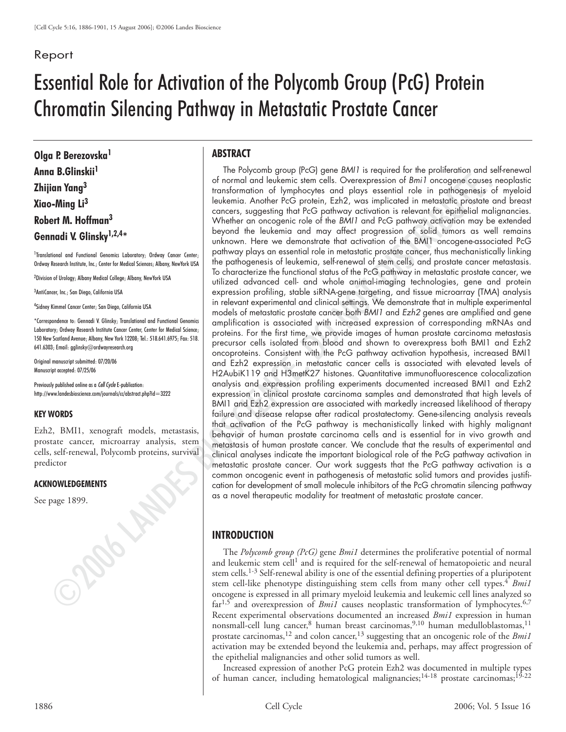[Cell Cycle 5:16, 1886-1901, 15 August 2006]; ©2006 Landes Bioscience

Report

# Essential Role for Activation of the Polycomb Group (PcG) Protein Chromatin Silencing Pathway in Metastatic Prostate Cancer

**Olga P. Berezovska[1]**
**Anna B.Glinskii[1]**
**Zhijian Yang[3]**
**Xiao-Ming Li[3]**
**Robert M. Hoffman[3]**
**Gennadi V. Glinsky[1,2,4,]***

[1]Translational and Functional Genomics Laboratory; Ordway Cancer Center; Ordway Research Institute, Inc.; Center for Medical Sciences; Albany, NewYork USA

[2]Division of Urology; Albany Medical College; Albany, New York USA

[3]AntiCancer, Inc.; San Diego, California USA

[4]Sidney Kimmel Cancer Center; San Diego, California USA

*Correspondence to: Gennadi V. Glinsky; Translational and Functional Genomics Laboratory; Ordway Research Institute Cancer Center, Center for Medical Science; 150 New Scotland Avenue; Albany, New York 12208; Tel.: 518.641.6975; Fax: 518.641.6303; Email: gglinsky@ordwayresearch.org

Original manuscript submitted: 07/20/06
Manuscript accepted: 07/25/06

Previously published online as a *Cell Cycle* E-publication:
http://www.landesbioscience.com/journals/cc/abstract.php?id=3222

## KEY WORDS

Ezh2, BMI1, xenograft models, metastasis, prostate cancer, microarray analysis, stem cells, self-renewal, Polycomb proteins, survival predictor

## ACKNOWLEDGEMENTS

See page 1899.

## ABSTRACT

The Polycomb group (PcG) gene *BMI1* is required for the proliferation and self-renewal of normal and leukemic stem cells. Overexpression of *Bmi1* oncogene causes neoplastic transformation of lymphocytes and plays essential role in pathogenesis of myeloid leukemia. Another PcG protein, Ezh2, was implicated in metastatic prostate and breast cancers, suggesting that PcG pathway activation is relevant for epithelial malignancies. Whether an oncogenic role of the *BMI1* and PcG pathway activation may be extended beyond the leukemia and may affect progression of solid tumors as well remains unknown. Here we demonstrate that activation of the BMI1 oncogene-associated PcG pathway plays an essential role in metastatic prostate cancer, thus mechanistically linking the pathogenesis of leukemia, self-renewal of stem cells, and prostate cancer metastasis. To characterize the functional status of the PcG pathway in metastatic prostate cancer, we utilized advanced cell- and whole animal-imaging technologies, gene and protein expression profiling, stable siRNA-gene targeting, and tissue microarray (TMA) analysis in relevant experimental and clinical settings. We demonstrate that in multiple experimental models of metastatic prostate cancer both *BMI1* and *Ezh2* genes are amplified and gene amplification is associated with increased expression of corresponding mRNAs and proteins. For the first time, we provide images of human prostate carcinoma metastasis precursor cells isolated from blood and shown to overexpress both BMI1 and Ezh2 oncoproteins. Consistent with the PcG pathway activation hypothesis, increased BMI1 and Ezh2 expression in metastatic cancer cells is associated with elevated levels of H2AubiK119 and H3metK27 histones. Quantitative immunofluorescence colocalization analysis and expression profiling experiments documented increased BMI1 and Ezh2 expression in clinical prostate carcinoma samples and demonstrated that high levels of BMI1 and Ezh2 expression are associated with markedly increased likelihood of therapy failure and disease relapse after radical prostatectomy. Gene-silencing analysis reveals that activation of the PcG pathway is mechanistically linked with highly malignant behavior of human prostate carcinoma cells and is essential for in vivo growth and metastasis of human prostate cancer. We conclude that the results of experimental and clinical analyses indicate the important biological role of the PcG pathway activation in metastatic prostate cancer. Our work suggests that the PcG pathway activation is a common oncogenic event in pathogenesis of metastatic solid tumors and provides justification for development of small molecule inhibitors of the PcG chromatin silencing pathway as a novel therapeutic modality for treatment of metastatic prostate cancer.

## INTRODUCTION

The *Polycomb group (PcG)* gene *Bmi1* determines the proliferative potential of normal and leukemic stem cells[1] and is required for the self-renewal of hematopoietic and neural stem cells.[1-3] Self-renewal ability is one of the essential defining properties of a pluripotent stem cell-like phenotype distinguishing stem cells from many other cell types.[4] *Bmi1* oncogene is expressed in all primary myeloid leukemia and leukemic cell lines analyzed so far[1,5] and overexpression of *Bmi1* causes neoplastic transformation of lymphocytes.[6,7] Recent experimental observations documented an increased *Bmi1* expression in human nonsmall-cell lung cancer,[8] human breast carcinomas,[9,10] human medulloblastomas,[11] prostate carcinomas,[12] and colon cancer,[13] suggesting that an oncogenic role of the *Bmi1* activation may be extended beyond the leukemia and, perhaps, may affect progression of the epithelial malignancies and other solid tumors as well.

Increased expression of another PcG protein Ezh2 was documented in multiple types of human cancer, including hematological malignancies;[14-18] prostate carcinomas;[19-22]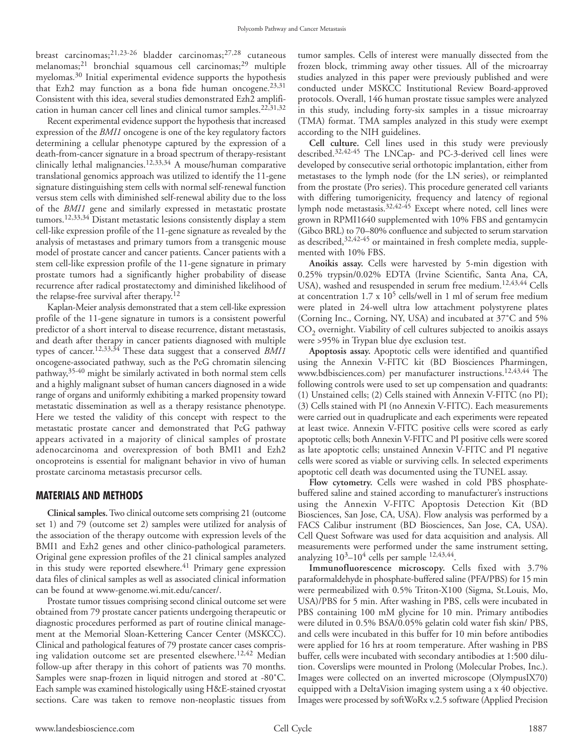breast carcinomas;[21,23-26] bladder carcinomas;[27,28] cutaneous melanomas;[21] bronchial squamous cell carcinomas;[29] multiple myelomas.[30] Initial experimental evidence supports the hypothesis that Ezh2 may function as a bona fide human oncogene.[23,31] Consistent with this idea, several studies demonstrated Ezh2 amplification in human cancer cell lines and clinical tumor samples.[22,31,32]

Recent experimental evidence support the hypothesis that increased expression of the *BMI1* oncogene is one of the key regulatory factors determining a cellular phenotype captured by the expression of a death-from-cancer signature in a broad spectrum of therapy-resistant clinically lethal malignancies.[12,33,34] A mouse/human comparative translational genomics approach was utilized to identify the 11-gene signature distinguishing stem cells with normal self-renewal function versus stem cells with diminished self-renewal ability due to the loss of the *BMI1* gene and similarly expressed in metastatic prostate tumors.[12,33,34] Distant metastatic lesions consistently display a stem cell-like expression profile of the 11-gene signature as revealed by the analysis of metastases and primary tumors from a transgenic mouse model of prostate cancer and cancer patients. Cancer patients with a stem cell-like expression profile of the 11-gene signature in primary prostate tumors had a significantly higher probability of disease recurrence after radical prostatectomy and diminished likelihood of the relapse-free survival after therapy.[12]

Kaplan-Meier analysis demonstrated that a stem cell-like expression profile of the 11-gene signature in tumors is a consistent powerful predictor of a short interval to disease recurrence, distant metastasis, and death after therapy in cancer patients diagnosed with multiple types of cancer.[12,33,34] These data suggest that a conserved *BMI1* oncogene-associated pathway, such as the PcG chromatin silencing pathway,[35-40] might be similarly activated in both normal stem cells and a highly malignant subset of human cancers diagnosed in a wide range of organs and uniformly exhibiting a marked propensity toward metastatic dissemination as well as a therapy resistance phenotype. Here we tested the validity of this concept with respect to the metastatic prostate cancer and demonstrated that PcG pathway appears activated in a majority of clinical samples of prostate adenocarcinoma and overexpression of both BMI1 and Ezh2 oncoproteins is essential for malignant behavior in vivo of human prostate carcinoma metastasis precursor cells.

## MATERIALS AND METHODS

**Clinical samples.** Two clinical outcome sets comprising 21 (outcome set 1) and 79 (outcome set 2) samples were utilized for analysis of the association of the therapy outcome with expression levels of the BMI1 and Ezh2 genes and other clinico-pathological parameters. Original gene expression profiles of the 21 clinical samples analyzed in this study were reported elsewhere.[41] Primary gene expression data files of clinical samples as well as associated clinical information can be found at www-genome.wi.mit.edu/cancer/.

Prostate tumor tissues comprising second clinical outcome set were obtained from 79 prostate cancer patients undergoing therapeutic or diagnostic procedures performed as part of routine clinical management at the Memorial Sloan-Kettering Cancer Center (MSKCC). Clinical and pathological features of 79 prostate cancer cases comprising validation outcome set are presented elsewhere.[12,42] Median follow-up after therapy in this cohort of patients was 70 months. Samples were snap-frozen in liquid nitrogen and stored at -80°C. Each sample was examined histologically using H&E-stained cryostat sections. Care was taken to remove non-neoplastic tissues from tumor samples. Cells of interest were manually dissected from the frozen block, trimming away other tissues. All of the microarray studies analyzed in this paper were previously published and were conducted under MSKCC Institutional Review Board-approved protocols. Overall, 146 human prostate tissue samples were analyzed in this study, including forty-six samples in a tissue microarray (TMA) format. TMA samples analyzed in this study were exempt according to the NIH guidelines.

**Cell culture.** Cell lines used in this study were previously described.[32,42-45] The LNCap- and PC-3-derived cell lines were developed by consecutive serial orthotopic implantation, either from metastases to the lymph node (for the LN series), or reimplanted from the prostate (Pro series). This procedure generated cell variants with differing tumorigenicity, frequency and latency of regional lymph node metastasis.[32,42-45] Except where noted, cell lines were grown in RPMI1640 supplemented with 10% FBS and gentamycin (Gibco BRL) to 70–80% confluence and subjected to serum starvation as described,[32,42-45] or maintained in fresh complete media, supplemented with 10% FBS.

**Anoikis assay.** Cells were harvested by 5-min digestion with 0.25% trypsin/0.02% EDTA (Irvine Scientific, Santa Ana, CA, USA), washed and resuspended in serum free medium.[12,43,44] Cells at concentration $1.7 \times 10^5$ cells/well in 1 ml of serum free medium were plated in 24-well ultra low attachment polystyrene plates (Corning Inc., Corning, NY, USA) and incubated at 37°C and 5% $CO_2$ overnight. Viability of cell cultures subjected to anoikis assays were >95% in Trypan blue dye exclusion test.

**Apoptosis assay.** Apoptotic cells were identified and quantified using the Annexin V-FITC kit (BD Biosciences Pharmingen, www.bdbiosciences.com) per manufacturer instructions.[12,43,44] The following controls were used to set up compensation and quadrants: (1) Unstained cells; (2) Cells stained with Annexin V-FITC (no PI); (3) Cells stained with PI (no Annexin V-FITC). Each measurements were carried out in quadruplicate and each experiments were repeated at least twice. Annexin V-FITC positive cells were scored as early apoptotic cells; both Annexin V-FITC and PI positive cells were scored as late apoptotic cells; unstained Annexin V-FITC and PI negative cells were scored as viable or surviving cells. In selected experiments apoptotic cell death was documented using the TUNEL assay.

**Flow cytometry.** Cells were washed in cold PBS phosphate-buffered saline and stained according to manufacturer's instructions using the Annexin V-FITC Apoptosis Detection Kit (BD Biosciences, San Jose, CA, USA). Flow analysis was performed by a FACS Calibur instrument (BD Biosciences, San Jose, CA, USA). Cell Quest Software was used for data acquisition and analysis. All measurements were performed under the same instrument setting, analyzing $10^3$–$10^4$ cells per sample [12,43,44].

**Immunofluorescence microscopy.** Cells fixed with 3.7% paraformaldehyde in phosphate-buffered saline (PFA/PBS) for 15 min were permeabilized with 0.5% Triton-X100 (Sigma, St.Louis, Mo, USA)/PBS for 5 min. After washing in PBS, cells were incubated in PBS containing 100 mM glycine for 10 min. Primary antibodies were diluted in 0.5% BSA/0.05% gelatin cold water fish skin/ PBS, and cells were incubated in this buffer for 10 min before antibodies were applied for 16 hrs at room temperature. After washing in PBS buffer, cells were incubated with secondary antibodies at 1:500 dilution. Coverslips were mounted in Prolong (Molecular Probes, Inc.). Images were collected on an inverted microscope (OlympusIX70) equipped with a DeltaVision imaging system using a x 40 objective. Images were processed by softWoRx v.2.5 software (Applied Precision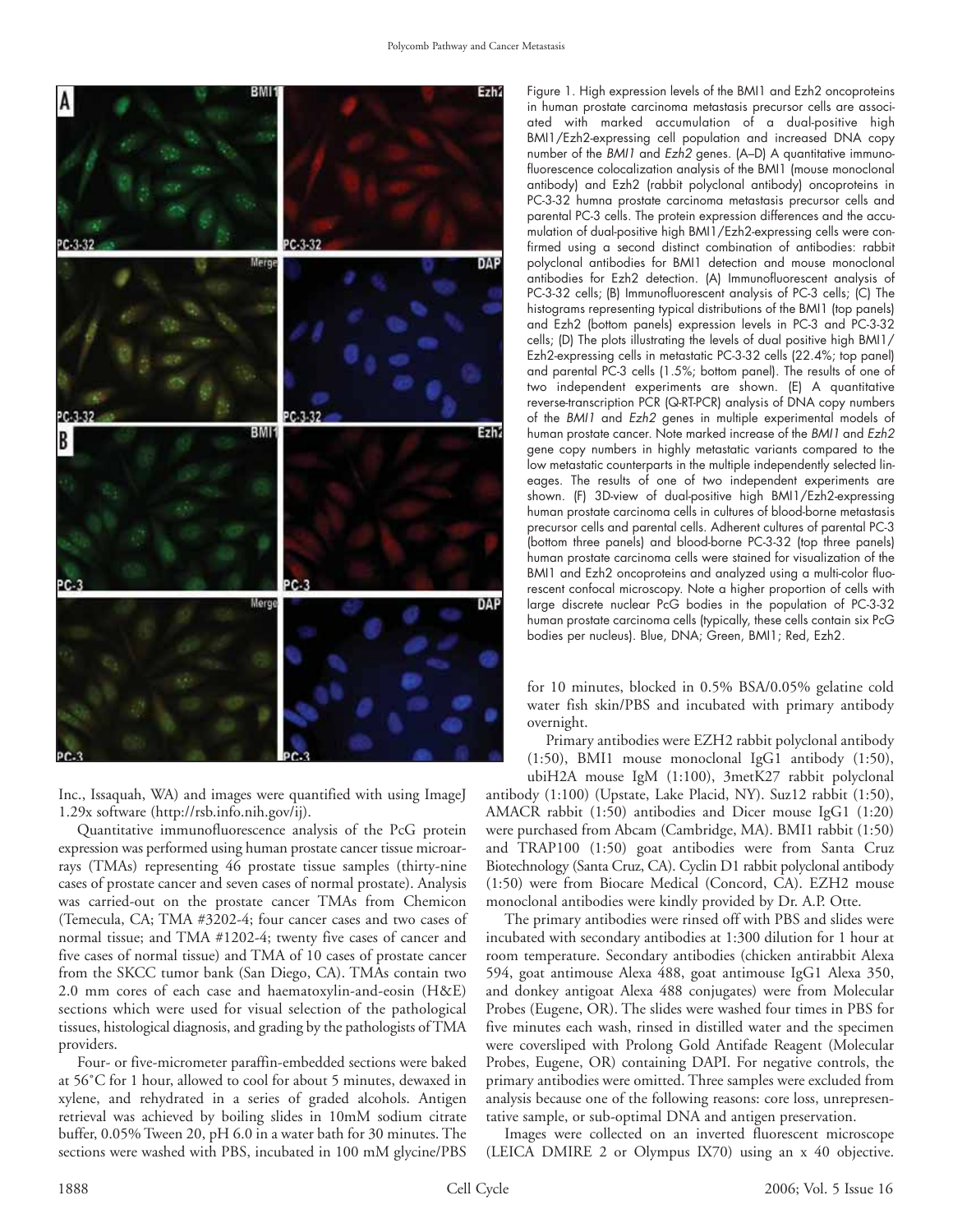Figure 1. High expression levels of the BMI1 and Ezh2 oncoproteins in human prostate carcinoma metastasis precursor cells are associated with marked accumulation of a dual-positive high BMI1/Ezh2-expressing cell population and increased DNA copy number of the *BMI1* and *Ezh2* genes. (A–D) A quantitative immunofluorescence colocalization analysis of the BMI1 (mouse monoclonal antibody) and Ezh2 (rabbit polyclonal antibody) oncoproteins in PC-3-32 humna prostate carcinoma metastasis precursor cells and parental PC-3 cells. The protein expression differences and the accumulation of dual-positive high BMI1/Ezh2-expressing cells were confirmed using a second distinct combination of antibodies: rabbit polyclonal antibodies for BMI1 detection and mouse monoclonal antibodies for Ezh2 detection. (A) Immunofluorescent analysis of PC-3-32 cells; (B) Immunofluorescent analysis of PC-3 cells; (C) The histograms representing typical distributions of the BMI1 (top panels) and Ezh2 (bottom panels) expression levels in PC-3 and PC-3-32 cells; (D) The plots illustrating the levels of dual positive high BMI1/Ezh2-expressing cells in metastatic PC-3-32 cells (22.4%; top panel) and parental PC-3 cells (1.5%; bottom panel). The results of one of two independent experiments are shown. (E) A quantitative reverse-transcription PCR (Q-RT-PCR) analysis of DNA copy numbers of the *BMI1* and *Ezh2* genes in multiple experimental models of human prostate cancer. Note marked increase of the *BMI1* and *Ezh2* gene copy numbers in highly metastatic variants compared to the low metastatic counterparts in the multiple independently selected lineages. The results of one of two independent experiments are shown. (F) 3D-view of dual-positive high BMI1/Ezh2-expressing human prostate carcinoma cells in cultures of blood-borne metastasis precursor cells and parental cells. Adherent cultures of parental PC-3 (bottom three panels) and blood-borne PC-3-32 (top three panels) human prostate carcinoma cells were stained for visualization of the BMI1 and Ezh2 oncoproteins and analyzed using a multi-color fluorescent confocal microscopy. Note a higher proportion of cells with large discrete nuclear PcG bodies in the population of PC-3-32 human prostate carcinoma cells (typically, these cells contain six PcG bodies per nucleus). Blue, DNA; Green, BMI1; Red, Ezh2.

Inc., Issaquah, WA) and images were quantified with using ImageJ 1.29x software (http://rsb.info.nih.gov/ij).

Quantitative immunofluorescence analysis of the PcG protein expression was performed using human prostate cancer tissue microarrays (TMAs) representing 46 prostate tissue samples (thirty-nine cases of prostate cancer and seven cases of normal prostate). Analysis was carried-out on the prostate cancer TMAs from Chemicon (Temecula, CA; TMA #3202-4; four cancer cases and two cases of normal tissue; and TMA #1202-4; twenty five cases of cancer and five cases of normal tissue) and TMA of 10 cases of prostate cancer from the SKCC tumor bank (San Diego, CA). TMAs contain two 2.0 mm cores of each case and haematoxylin-and-eosin (H&E) sections which were used for visual selection of the pathological tissues, histological diagnosis, and grading by the pathologists of TMA providers.

Four- or five-micrometer paraffin-embedded sections were baked at 56°C for 1 hour, allowed to cool for about 5 minutes, dewaxed in xylene, and rehydrated in a series of graded alcohols. Antigen retrieval was achieved by boiling slides in 10mM sodium citrate buffer, 0.05% Tween 20, pH 6.0 in a water bath for 30 minutes. The sections were washed with PBS, incubated in 100 mM glycine/PBS for 10 minutes, blocked in 0.5% BSA/0.05% gelatine cold water fish skin/PBS and incubated with primary antibody overnight.

Primary antibodies were EZH2 rabbit polyclonal antibody (1:50), BMI1 mouse monoclonal IgG1 antibody (1:50), ubiH2A mouse IgM (1:100), 3metK27 rabbit polyclonal antibody (1:100) (Upstate, Lake Placid, NY). Suz12 rabbit (1:50), AMACR rabbit (1:50) antibodies and Dicer mouse IgG1 (1:20) were purchased from Abcam (Cambridge, MA). BMI1 rabbit (1:50) and TRAP100 (1:50) goat antibodies were from Santa Cruz Biotechnology (Santa Cruz, CA). Cyclin D1 rabbit polyclonal antibody (1:50) were from Biocare Medical (Concord, CA). EZH2 mouse monoclonal antibodies were kindly provided by Dr. A.P. Otte.

The primary antibodies were rinsed off with PBS and slides were incubated with secondary antibodies at 1:300 dilution for 1 hour at room temperature. Secondary antibodies (chicken antirabbit Alexa 594, goat antimouse Alexa 488, goat antimouse IgG1 Alexa 350, and donkey antigoat Alexa 488 conjugates) were from Molecular Probes (Eugene, OR). The slides were washed four times in PBS for five minutes each wash, rinsed in distilled water and the specimen were coversliped with Prolong Gold Antifade Reagent (Molecular Probes, Eugene, OR) containing DAPI. For negative controls, the primary antibodies were omitted. Three samples were excluded from analysis because one of the following reasons: core loss, unrepresentative sample, or sub-optimal DNA and antigen preservation.

Images were collected on an inverted fluorescent microscope (LEICA DMIRE 2 or Olympus IX70) using an x 40 objective.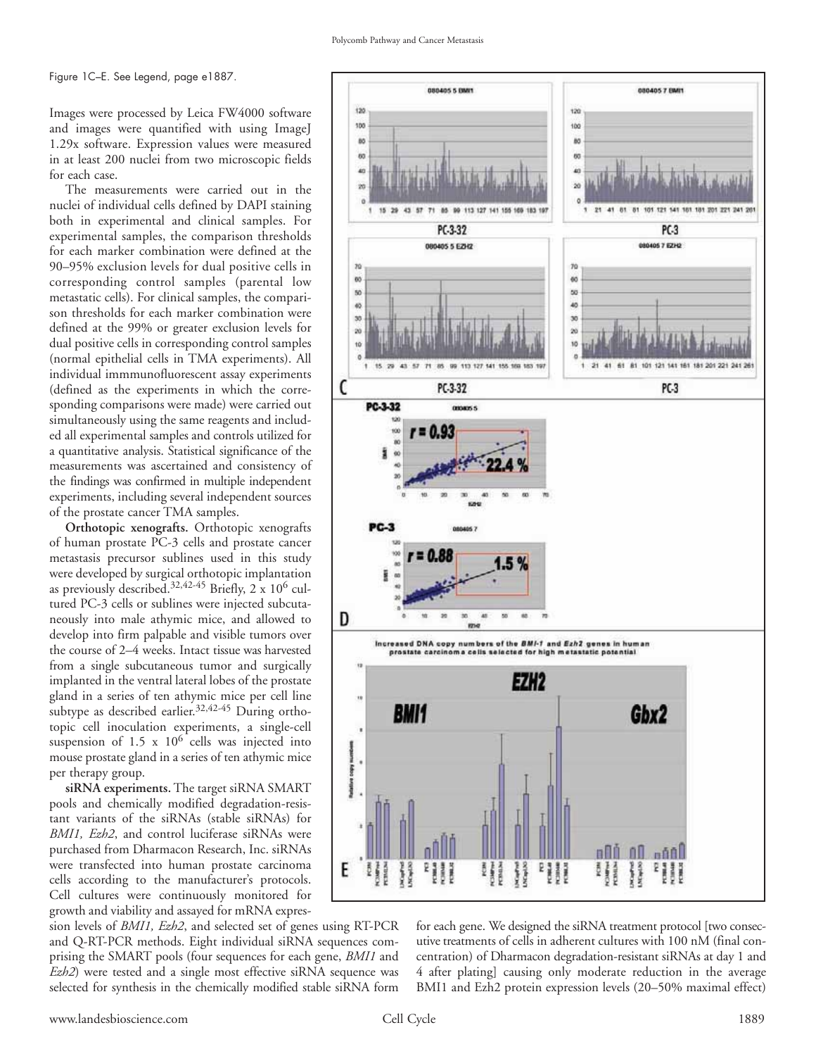Figure 1C–E. See Legend, page e1887.

Images were processed by Leica FW4000 software and images were quantified with using ImageJ 1.29x software. Expression values were measured in at least 200 nuclei from two microscopic fields for each case.

The measurements were carried out in the nuclei of individual cells defined by DAPI staining both in experimental and clinical samples. For experimental samples, the comparison thresholds for each marker combination were defined at the 90–95% exclusion levels for dual positive cells in corresponding control samples (parental low metastatic cells). For clinical samples, the comparison thresholds for each marker combination were defined at the 99% or greater exclusion levels for dual positive cells in corresponding control samples (normal epithelial cells in TMA experiments). All individual immmunofluorescent assay experiments (defined as the experiments in which the corresponding comparisons were made) were carried out simultaneously using the same reagents and included all experimental samples and controls utilized for a quantitative analysis. Statistical significance of the measurements was ascertained and consistency of the findings was confirmed in multiple independent experiments, including several independent sources of the prostate cancer TMA samples.

**Orthotopic xenografts.** Orthotopic xenografts of human prostate PC-3 cells and prostate cancer metastasis precursor sublines used in this study were developed by surgical orthotopic implantation as previously described.[32,42-45] Briefly, 2 x $10^6$ cultured PC-3 cells or sublines were injected subcutaneously into male athymic mice, and allowed to develop into firm palpable and visible tumors over the course of 2–4 weeks. Intact tissue was harvested from a single subcutaneous tumor and surgically implanted in the ventral lateral lobes of the prostate gland in a series of ten athymic mice per cell line subtype as described earlier.[32,42-45] During orthotopic cell inoculation experiments, a single-cell suspension of 1.5 x $10^6$ cells was injected into mouse prostate gland in a series of ten athymic mice per therapy group.

**siRNA experiments.** The target siRNA SMART pools and chemically modified degradation-resistant variants of the siRNAs (stable siRNAs) for *BMI1, Ezh2*, and control luciferase siRNAs were purchased from Dharmacon Research, Inc. siRNAs were transfected into human prostate carcinoma cells according to the manufacturer's protocols. Cell cultures were continuously monitored for growth and viability and assayed for mRNA expression levels of *BMI1, Ezh2*, and selected set of genes using RT-PCR and Q-RT-PCR methods. Eight individual siRNA sequences comprising the SMART pools (four sequences for each gene, *BMI1* and *Ezh2*) were tested and a single most effective siRNA sequence was selected for synthesis in the chemically modified stable siRNA form for each gene. We designed the siRNA treatment protocol [two consecutive treatments of cells in adherent cultures with 100 nM (final concentration) of Dharmacon degradation-resistant siRNAs at day 1 and 4 after plating] causing only moderate reduction in the average BMI1 and Ezh2 protein expression levels (20–50% maximal effect)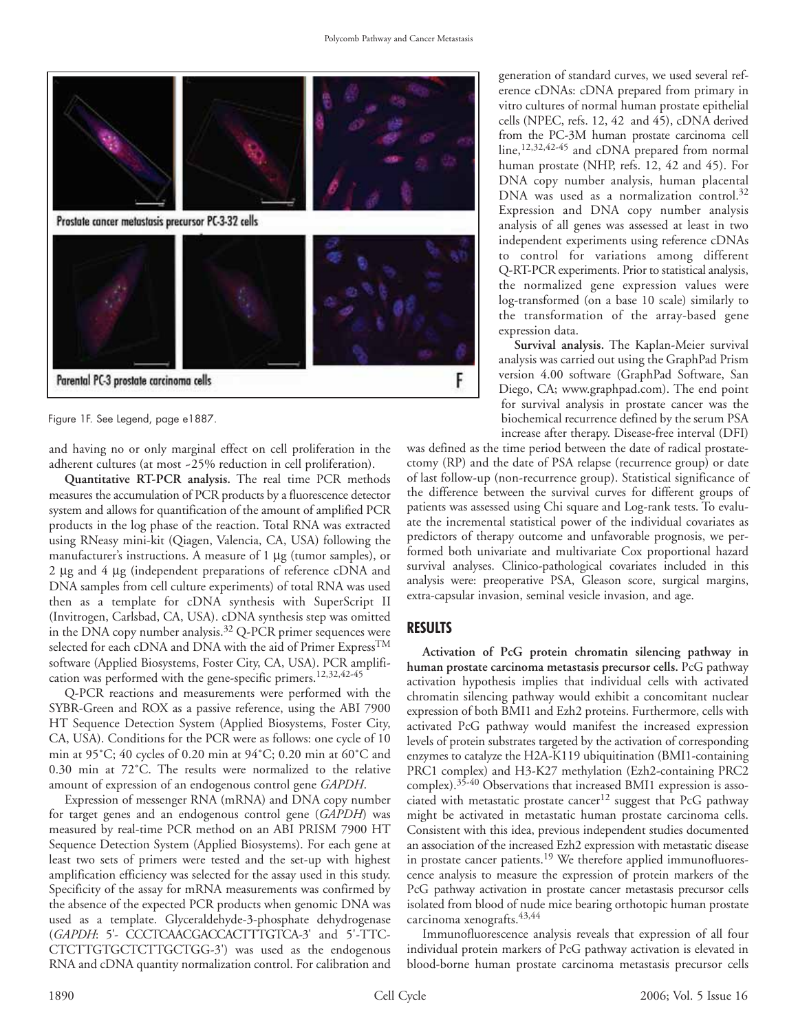Prostate cancer metastasis precursor PC-3-32 cells

Parental PC-3 prostate carcinoma cells

F

Figure 1F. See Legend, page e1887.

and having no or only marginal effect on cell proliferation in the adherent cultures (at most ~25% reduction in cell proliferation).

**Quantitative RT-PCR analysis.** The real time PCR methods measures the accumulation of PCR products by a fluorescence detector system and allows for quantification of the amount of amplified PCR products in the log phase of the reaction. Total RNA was extracted using RNeasy mini-kit (Qiagen, Valencia, CA, USA) following the manufacturer's instructions. A measure of 1 μg (tumor samples), or 2 μg and 4 μg (independent preparations of reference cDNA and DNA samples from cell culture experiments) of total RNA was used then as a template for cDNA synthesis with SuperScript II (Invitrogen, Carlsbad, CA, USA). cDNA synthesis step was omitted in the DNA copy number analysis.[32] Q-PCR primer sequences were selected for each cDNA and DNA with the aid of Primer Express™ software (Applied Biosystems, Foster City, CA, USA). PCR amplification was performed with the gene-specific primers.[12,32,42-45]

Q-PCR reactions and measurements were performed with the SYBR-Green and ROX as a passive reference, using the ABI 7900 HT Sequence Detection System (Applied Biosystems, Foster City, CA, USA). Conditions for the PCR were as follows: one cycle of 10 min at 95°C; 40 cycles of 0.20 min at 94°C; 0.20 min at 60°C and 0.30 min at 72°C. The results were normalized to the relative amount of expression of an endogenous control gene *GAPDH*.

Expression of messenger RNA (mRNA) and DNA copy number for target genes and an endogenous control gene (*GAPDH*) was measured by real-time PCR method on an ABI PRISM 7900 HT Sequence Detection System (Applied Biosystems). For each gene at least two sets of primers were tested and the set-up with highest amplification efficiency was selected for the assay used in this study. Specificity of the assay for mRNA measurements was confirmed by the absence of the expected PCR products when genomic DNA was used as a template. Glyceraldehyde-3-phosphate dehydrogenase (*GAPDH*: 5'- CCCTCAACGACCACTTTGTCA-3' and 5'-TTC-CTCTTGTGCTCTTGCTGG-3') was used as the endogenous RNA and cDNA quantity normalization control. For calibration and generation of standard curves, we used several reference cDNAs: cDNA prepared from primary in vitro cultures of normal human prostate epithelial cells (NPEC, refs. 12, 42 and 45), cDNA derived from the PC-3M human prostate carcinoma cell line,[12,32,42-45] and cDNA prepared from normal human prostate (NHP, refs. 12, 42 and 45). For DNA copy number analysis, human placental DNA was used as a normalization control.[32] Expression and DNA copy number analysis analysis of all genes was assessed at least in two independent experiments using reference cDNAs to control for variations among different Q-RT-PCR experiments. Prior to statistical analysis, the normalized gene expression values were log-transformed (on a base 10 scale) similarly to the transformation of the array-based gene expression data.

**Survival analysis.** The Kaplan-Meier survival analysis was carried out using the GraphPad Prism version 4.00 software (GraphPad Software, San Diego, CA; www.graphpad.com). The end point for survival analysis in prostate cancer was the biochemical recurrence defined by the serum PSA increase after therapy. Disease-free interval (DFI) was defined as the time period between the date of radical prostatectomy (RP) and the date of PSA relapse (recurrence group) or date of last follow-up (non-recurrence group). Statistical significance of the difference between the survival curves for different groups of patients was assessed using Chi square and Log-rank tests. To evaluate the incremental statistical power of the individual covariates as predictors of therapy outcome and unfavorable prognosis, we performed both univariate and multivariate Cox proportional hazard survival analyses. Clinico-pathological covariates included in this analysis were: preoperative PSA, Gleason score, surgical margins, extra-capsular invasion, seminal vesicle invasion, and age.

## RESULTS

**Activation of PcG protein chromatin silencing pathway in human prostate carcinoma metastasis precursor cells.** PcG pathway activation hypothesis implies that individual cells with activated chromatin silencing pathway would exhibit a concomitant nuclear expression of both BMI1 and Ezh2 proteins. Furthermore, cells with activated PcG pathway would manifest the increased expression levels of protein substrates targeted by the activation of corresponding enzymes to catalyze the H2A-K119 ubiquitination (BMI1-containing PRC1 complex) and H3-K27 methylation (Ezh2-containing PRC2 complex).[35-40] Observations that increased BMI1 expression is associated with metastatic prostate cancer[12] suggest that PcG pathway might be activated in metastatic human prostate carcinoma cells. Consistent with this idea, previous independent studies documented an association of the increased Ezh2 expression with metastatic disease in prostate cancer patients.[19] We therefore applied immunofluorescence analysis to measure the expression of protein markers of the PcG pathway activation in prostate cancer metastasis precursor cells isolated from blood of nude mice bearing orthotopic human prostate carcinoma xenografts.[43,44]

Immunofluorescence analysis reveals that expression of all four individual protein markers of PcG pathway activation is elevated in blood-borne human prostate carcinoma metastasis precursor cells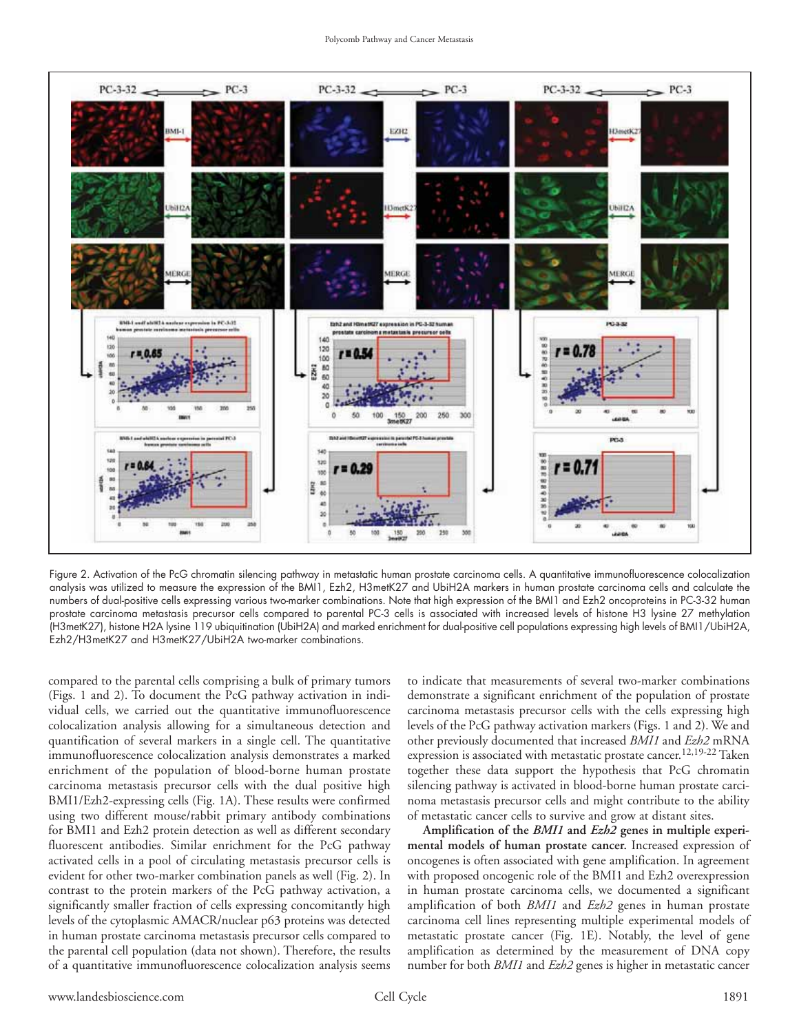Figure 2. Activation of the PcG chromatin silencing pathway in metastatic human prostate carcinoma cells. A quantitative immunofluorescence colocalization analysis was utilized to measure the expression of the BMI1, Ezh2, H3metK27 and UbiH2A markers in human prostate carcinoma cells and calculate the numbers of dual-positive cells expressing various two-marker combinations. Note that high expression of the BMI1 and Ezh2 oncoproteins in PC-3-32 human prostate carcinoma metastasis precursor cells compared to parental PC-3 cells is associated with increased levels of histone H3 lysine 27 methylation (H3metK27), histone H2A lysine 119 ubiquitination (UbiH2A) and marked enrichment for dual-positive cell populations expressing high levels of BMI1/UbiH2A, Ezh2/H3metK27 and H3metK27/UbiH2A two-marker combinations.

compared to the parental cells comprising a bulk of primary tumors (Figs. 1 and 2). To document the PcG pathway activation in individual cells, we carried out the quantitative immunofluorescence colocalization analysis allowing for a simultaneous detection and quantification of several markers in a single cell. The quantitative immunofluorescence colocalization analysis demonstrates a marked enrichment of the population of blood-borne human prostate carcinoma metastasis precursor cells with the dual positive high BMI1/Ezh2-expressing cells (Fig. 1A). These results were confirmed using two different mouse/rabbit primary antibody combinations for BMI1 and Ezh2 protein detection as well as different secondary fluorescent antibodies. Similar enrichment for the PcG pathway activated cells in a pool of circulating metastasis precursor cells is evident for other two-marker combination panels as well (Fig. 2). In contrast to the protein markers of the PcG pathway activation, a significantly smaller fraction of cells expressing concomitantly high levels of the cytoplasmic AMACR/nuclear p63 proteins was detected in human prostate carcinoma metastasis precursor cells compared to the parental cell population (data not shown). Therefore, the results of a quantitative immunofluorescence colocalization analysis seems to indicate that measurements of several two-marker combinations demonstrate a significant enrichment of the population of prostate carcinoma metastasis precursor cells with the cells expressing high levels of the PcG pathway activation markers (Figs. 1 and 2). We and other previously documented that increased *BMI1* and *Ezh2* mRNA expression is associated with metastatic prostate cancer.[12,19-22] Taken together these data support the hypothesis that PcG chromatin silencing pathway is activated in blood-borne human prostate carcinoma metastasis precursor cells and might contribute to the ability of metastatic cancer cells to survive and grow at distant sites.

**Amplification of the *BMI1* and *Ezh2* genes in multiple experimental models of human prostate cancer.** Increased expression of oncogenes is often associated with gene amplification. In agreement with proposed oncogenic role of the BMI1 and Ezh2 overexpression in human prostate carcinoma cells, we documented a significant amplification of both *BMI1* and *Ezh2* genes in human prostate carcinoma cell lines representing multiple experimental models of metastatic prostate cancer (Fig. 1E). Notably, the level of gene amplification as determined by the measurement of DNA copy number for both *BMI1* and *Ezh2* genes is higher in metastatic cancer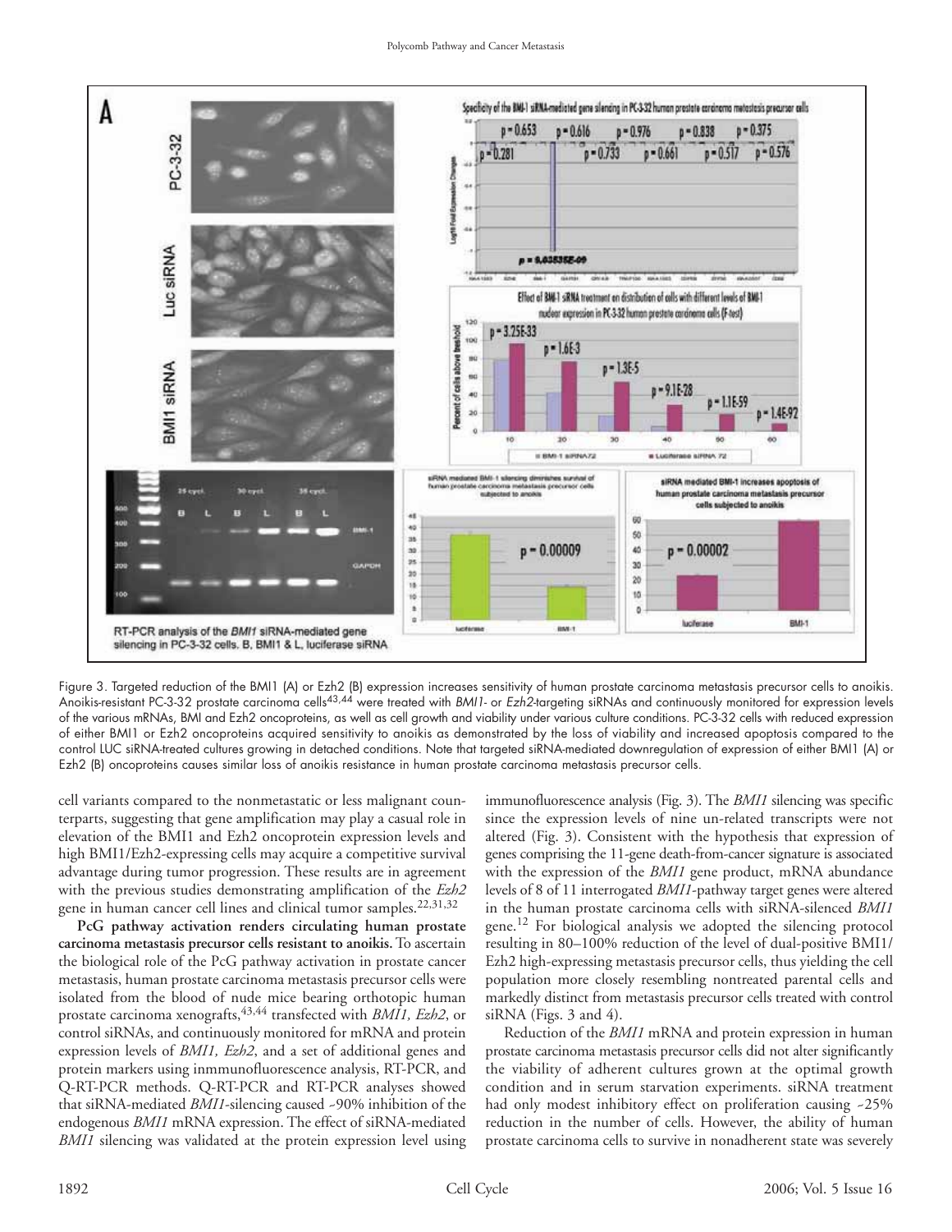Figure 3. Targeted reduction of the BMI1 (A) or Ezh2 (B) expression increases sensitivity of human prostate carcinoma metastasis precursor cells to anoikis. Anoikis-resistant PC-3-32 prostate carcinoma cells[43,44] were treated with *BMI1*- or *Ezh2*-targeting siRNAs and continuously monitored for expression levels of the various mRNAs, BMI and Ezh2 oncoproteins, as well as cell growth and viability under various culture conditions. PC-3-32 cells with reduced expression of either BMI1 or Ezh2 oncoproteins acquired sensitivity to anoikis as demonstrated by the loss of viability and increased apoptosis compared to the control LUC siRNA-treated cultures growing in detached conditions. Note that targeted siRNA-mediated downregulation of expression of either BMI1 (A) or Ezh2 (B) oncoproteins causes similar loss of anoikis resistance in human prostate carcinoma metastasis precursor cells.

cell variants compared to the nonmetastatic or less malignant counterparts, suggesting that gene amplification may play a casual role in elevation of the BMI1 and Ezh2 oncoprotein expression levels and high BMI1/Ezh2-expressing cells may acquire a competitive survival advantage during tumor progression. These results are in agreement with the previous studies demonstrating amplification of the *Ezh2* gene in human cancer cell lines and clinical tumor samples.[22,31,32]

**PcG pathway activation renders circulating human prostate carcinoma metastasis precursor cells resistant to anoikis.** To ascertain the biological role of the PcG pathway activation in prostate cancer metastasis, human prostate carcinoma metastasis precursor cells were isolated from the blood of nude mice bearing orthotopic human prostate carcinoma xenografts,[43,44] transfected with *BMI1, Ezh2*, or control siRNAs, and continuously monitored for mRNA and protein expression levels of *BMI1, Ezh2*, and a set of additional genes and protein markers using inmmunofluorescence analysis, RT-PCR, and Q-RT-PCR methods. Q-RT-PCR and RT-PCR analyses showed that siRNA-mediated *BMI1*-silencing caused ~90% inhibition of the endogenous *BMI1* mRNA expression. The effect of siRNA-mediated *BMI1* silencing was validated at the protein expression level using immunofluorescence analysis (Fig. 3). The *BMI1* silencing was specific since the expression levels of nine un-related transcripts were not altered (Fig. 3). Consistent with the hypothesis that expression of genes comprising the 11-gene death-from-cancer signature is associated with the expression of the *BMI1* gene product, mRNA abundance levels of 8 of 11 interrogated *BMI1*-pathway target genes were altered in the human prostate carcinoma cells with siRNA-silenced *BMI1* gene.[12] For biological analysis we adopted the silencing protocol resulting in 80–100% reduction of the level of dual-positive BMI1/Ezh2 high-expressing metastasis precursor cells, thus yielding the cell population more closely resembling nontreated parental cells and markedly distinct from metastasis precursor cells treated with control siRNA (Figs. 3 and 4).

Reduction of the *BMI1* mRNA and protein expression in human prostate carcinoma metastasis precursor cells did not alter significantly the viability of adherent cultures grown at the optimal growth condition and in serum starvation experiments. siRNA treatment had only modest inhibitory effect on proliferation causing ~25% reduction in the number of cells. However, the ability of human prostate carcinoma cells to survive in nonadherent state was severely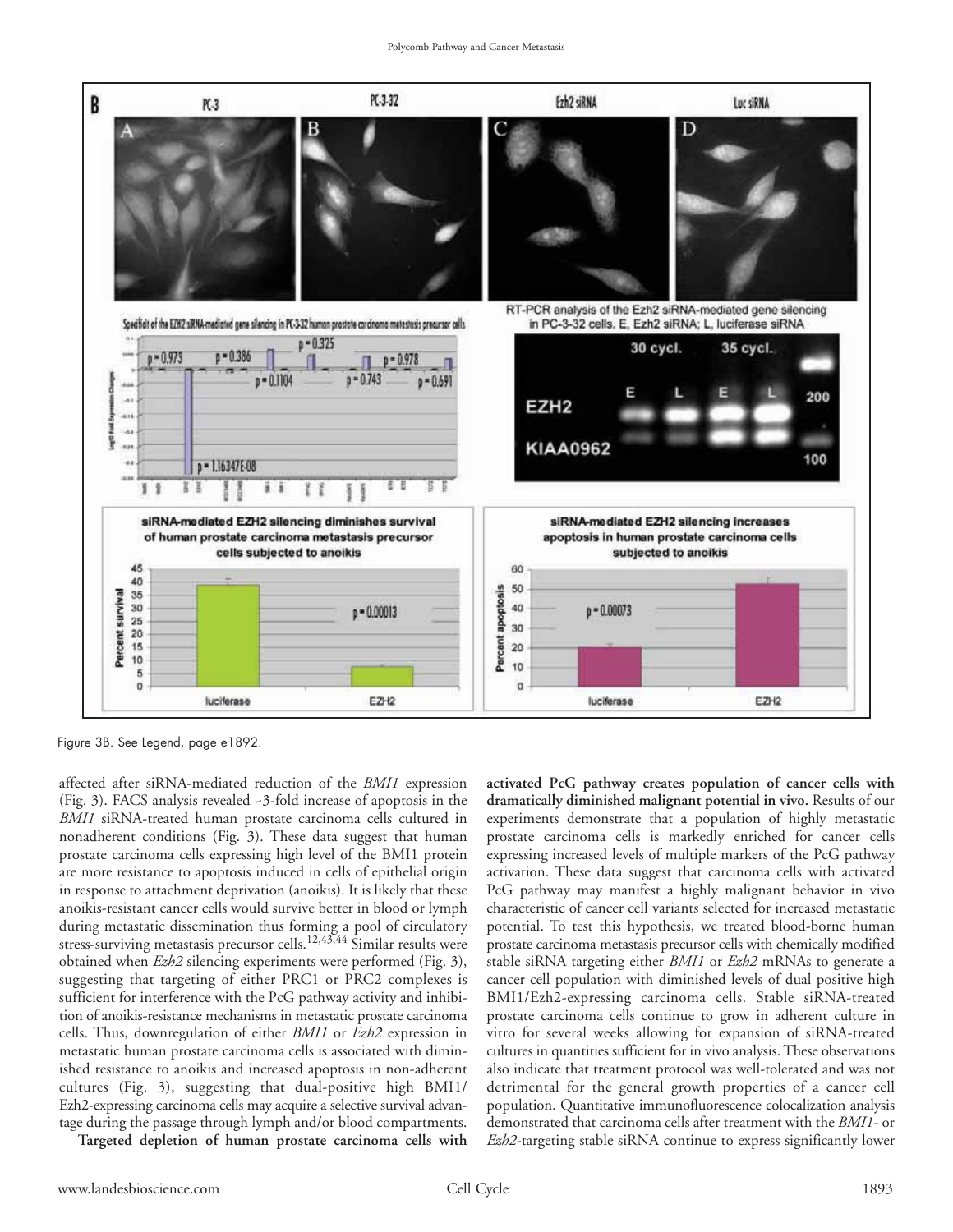Figure 3B. See Legend, page e1892.

affected after siRNA-mediated reduction of the *BMI1* expression (Fig. 3). FACS analysis revealed ~3-fold increase of apoptosis in the *BMI1* siRNA-treated human prostate carcinoma cells cultured in nonadherent conditions (Fig. 3). These data suggest that human prostate carcinoma cells expressing high level of the BMI1 protein are more resistance to apoptosis induced in cells of epithelial origin in response to attachment deprivation (anoikis). It is likely that these anoikis-resistant cancer cells would survive better in blood or lymph during metastatic dissemination thus forming a pool of circulatory stress-surviving metastasis precursor cells.[12,43,44] Similar results were obtained when *Ezh2* silencing experiments were performed (Fig. 3), suggesting that targeting of either PRC1 or PRC2 complexes is sufficient for interference with the PcG pathway activity and inhibition of anoikis-resistance mechanisms in metastatic prostate carcinoma cells. Thus, downregulation of either *BMI1* or *Ezh2* expression in metastatic human prostate carcinoma cells is associated with diminished resistance to anoikis and increased apoptosis in non-adherent cultures (Fig. 3), suggesting that dual-positive high BMI1/Ezh2-expressing carcinoma cells may acquire a selective survival advantage during the passage through lymph and/or blood compartments.

**Targeted depletion of human prostate carcinoma cells with activated PcG pathway creates population of cancer cells with dramatically diminished malignant potential in vivo.** Results of our experiments demonstrate that a population of highly metastatic prostate carcinoma cells is markedly enriched for cancer cells expressing increased levels of multiple markers of the PcG pathway activation. These data suggest that carcinoma cells with activated PcG pathway may manifest a highly malignant behavior in vivo characteristic of cancer cell variants selected for increased metastatic potential. To test this hypothesis, we treated blood-borne human prostate carcinoma metastasis precursor cells with chemically modified stable siRNA targeting either *BMI1* or *Ezh2* mRNAs to generate a cancer cell population with diminished levels of dual positive high BMI1/Ezh2-expressing carcinoma cells. Stable siRNA-treated prostate carcinoma cells continue to grow in adherent culture in vitro for several weeks allowing for expansion of siRNA-treated cultures in quantities sufficient for in vivo analysis. These observations also indicate that treatment protocol was well-tolerated and was not detrimental for the general growth properties of a cancer cell population. Quantitative immunofluorescence colocalization analysis demonstrated that carcinoma cells after treatment with the *BMI1*- or *Ezh2*-targeting stable siRNA continue to express significantly lower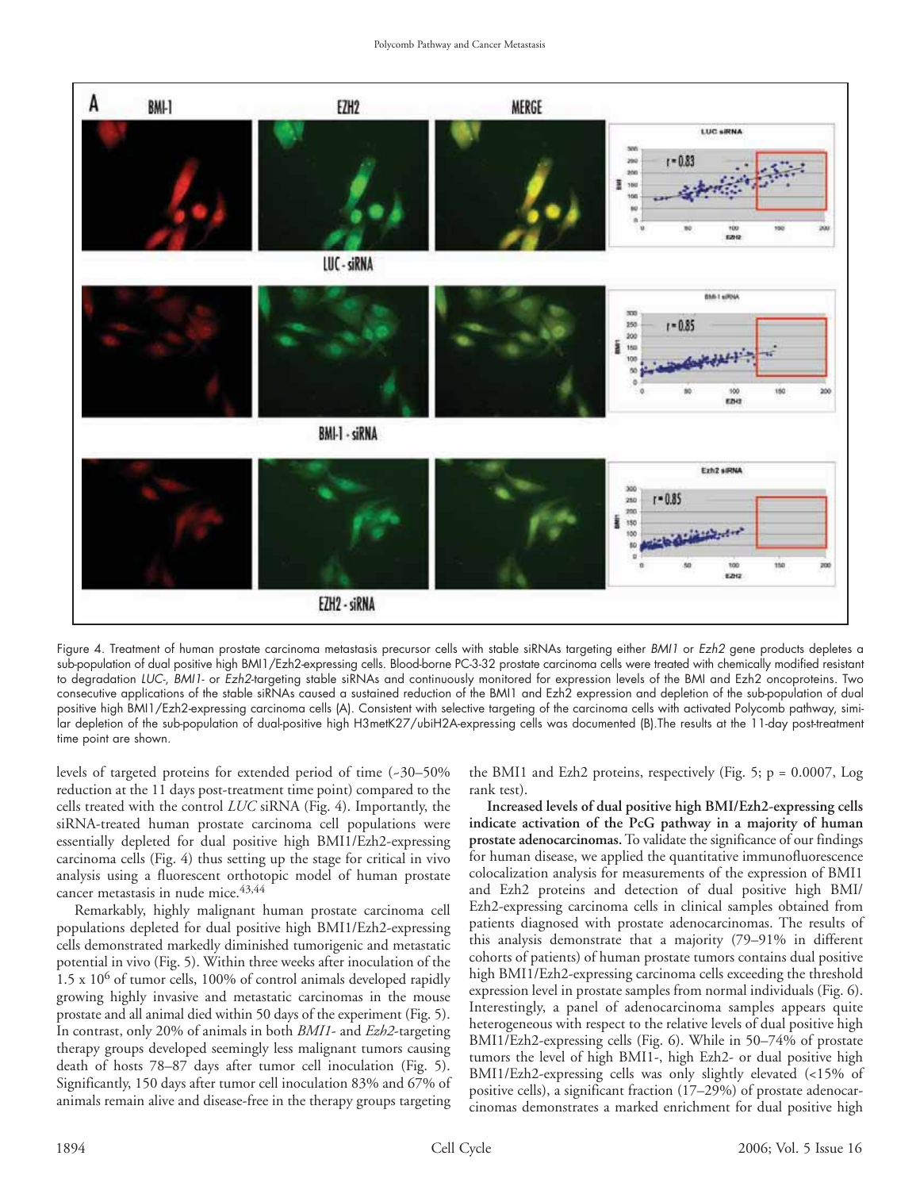Figure 4. Treatment of human prostate carcinoma metastasis precursor cells with stable siRNAs targeting either *BMI1* or *Ezh2* gene products depletes a sub-population of dual positive high BMI1/Ezh2-expressing cells. Blood-borne PC-3-32 prostate carcinoma cells were treated with chemically modified resistant to degradation *LUC*-, *BMI1*- or *Ezh2*-targeting stable siRNAs and continuously monitored for expression levels of the BMI and Ezh2 oncoproteins. Two consecutive applications of the stable siRNAs caused a sustained reduction of the BMI1 and Ezh2 expression and depletion of the sub-population of dual positive high BMI1/Ezh2-expressing carcinoma cells (A). Consistent with selective targeting of the carcinoma cells with activated Polycomb pathway, similar depletion of the sub-population of dual-positive high H3metK27/ubiH2A-expressing cells was documented (B).The results at the 11-day post-treatment time point are shown.

levels of targeted proteins for extended period of time (~30–50% reduction at the 11 days post-treatment time point) compared to the cells treated with the control *LUC* siRNA (Fig. 4). Importantly, the siRNA-treated human prostate carcinoma cell populations were essentially depleted for dual positive high BMI1/Ezh2-expressing carcinoma cells (Fig. 4) thus setting up the stage for critical in vivo analysis using a fluorescent orthotopic model of human prostate cancer metastasis in nude mice.[43,44]

Remarkably, highly malignant human prostate carcinoma cell populations depleted for dual positive high BMI1/Ezh2-expressing cells demonstrated markedly diminished tumorigenic and metastatic potential in vivo (Fig. 5). Within three weeks after inoculation of the $1.5 \times 10^6$ of tumor cells, 100% of control animals developed rapidly growing highly invasive and metastatic carcinomas in the mouse prostate and all animal died within 50 days of the experiment (Fig. 5). In contrast, only 20% of animals in both *BMI1*- and *Ezh2*-targeting therapy groups developed seemingly less malignant tumors causing death of hosts 78–87 days after tumor cell inoculation (Fig. 5). Significantly, 150 days after tumor cell inoculation 83% and 67% of animals remain alive and disease-free in the therapy groups targeting the BMI1 and Ezh2 proteins, respectively (Fig. 5; $p = 0.0007$, Log rank test).

**Increased levels of dual positive high BMI/Ezh2-expressing cells indicate activation of the PcG pathway in a majority of human prostate adenocarcinomas.** To validate the significance of our findings for human disease, we applied the quantitative immunofluorescence colocalization analysis for measurements of the expression of BMI1 and Ezh2 proteins and detection of dual positive high BMI/Ezh2-expressing carcinoma cells in clinical samples obtained from patients diagnosed with prostate adenocarcinomas. The results of this analysis demonstrate that a majority (79–91% in different cohorts of patients) of human prostate tumors contains dual positive high BMI1/Ezh2-expressing carcinoma cells exceeding the threshold expression level in prostate samples from normal individuals (Fig. 6). Interestingly, a panel of adenocarcinoma samples appears quite heterogeneous with respect to the relative levels of dual positive high BMI1/Ezh2-expressing cells (Fig. 6). While in 50–74% of prostate tumors the level of high BMI1-, high Ezh2- or dual positive high BMI1/Ezh2-expressing cells was only slightly elevated (<15% of positive cells), a significant fraction (17–29%) of prostate adenocarcinomas demonstrates a marked enrichment for dual positive high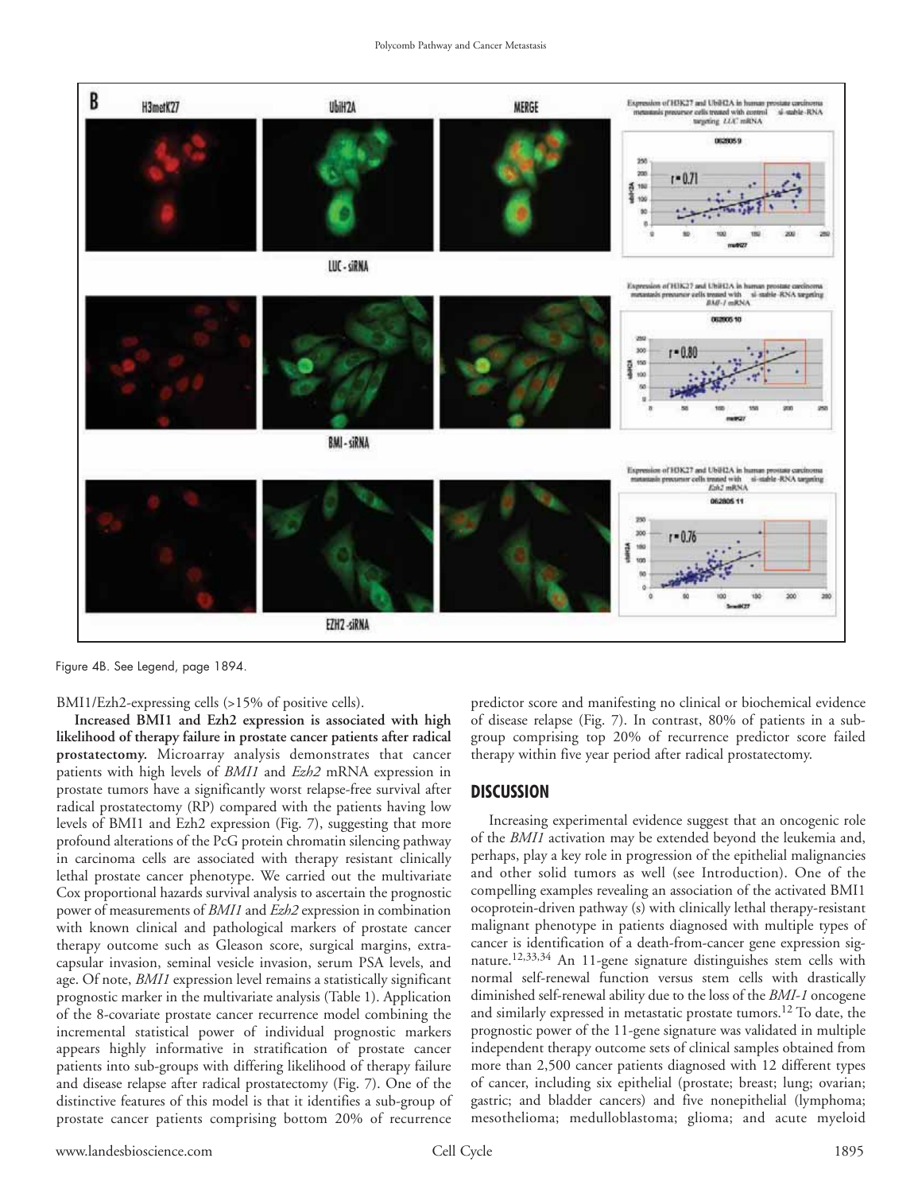Figure 4B. See Legend, page 1894.

BMI1/Ezh2-expressing cells (>15% of positive cells).

**Increased BMI1 and Ezh2 expression is associated with high likelihood of therapy failure in prostate cancer patients after radical prostatectomy.** Microarray analysis demonstrates that cancer patients with high levels of *BMI1* and *Ezh2* mRNA expression in prostate tumors have a significantly worst relapse-free survival after radical prostatectomy (RP) compared with the patients having low levels of BMI1 and Ezh2 expression (Fig. 7), suggesting that more profound alterations of the PcG protein chromatin silencing pathway in carcinoma cells are associated with therapy resistant clinically lethal prostate cancer phenotype. We carried out the multivariate Cox proportional hazards survival analysis to ascertain the prognostic power of measurements of *BMI1* and *Ezh2* expression in combination with known clinical and pathological markers of prostate cancer therapy outcome such as Gleason score, surgical margins, extracapsular invasion, seminal vesicle invasion, serum PSA levels, and age. Of note, *BMI1* expression level remains a statistically significant prognostic marker in the multivariate analysis (Table 1). Application of the 8-covariate prostate cancer recurrence model combining the incremental statistical power of individual prognostic markers appears highly informative in stratification of prostate cancer patients into sub-groups with differing likelihood of therapy failure and disease relapse after radical prostatectomy (Fig. 7). One of the distinctive features of this model is that it identifies a sub-group of prostate cancer patients comprising bottom 20% of recurrence predictor score and manifesting no clinical or biochemical evidence of disease relapse (Fig. 7). In contrast, 80% of patients in a subgroup comprising top 20% of recurrence predictor score failed therapy within five year period after radical prostatectomy.

## DISCUSSION

Increasing experimental evidence suggest that an oncogenic role of the *BMI1* activation may be extended beyond the leukemia and, perhaps, play a key role in progression of the epithelial malignancies and other solid tumors as well (see Introduction). One of the compelling examples revealing an association of the activated BMI1 ocoprotein-driven pathway (s) with clinically lethal therapy-resistant malignant phenotype in patients diagnosed with multiple types of cancer is identification of a death-from-cancer gene expression signature.[12,33,34] An 11-gene signature distinguishes stem cells with normal self-renewal function versus stem cells with drastically diminished self-renewal ability due to the loss of the *BMI-1* oncogene and similarly expressed in metastatic prostate tumors.[12] To date, the prognostic power of the 11-gene signature was validated in multiple independent therapy outcome sets of clinical samples obtained from more than 2,500 cancer patients diagnosed with 12 different types of cancer, including six epithelial (prostate; breast; lung; ovarian; gastric; and bladder cancers) and five nonepithelial (lymphoma; mesothelioma; medulloblastoma; glioma; and acute myeloid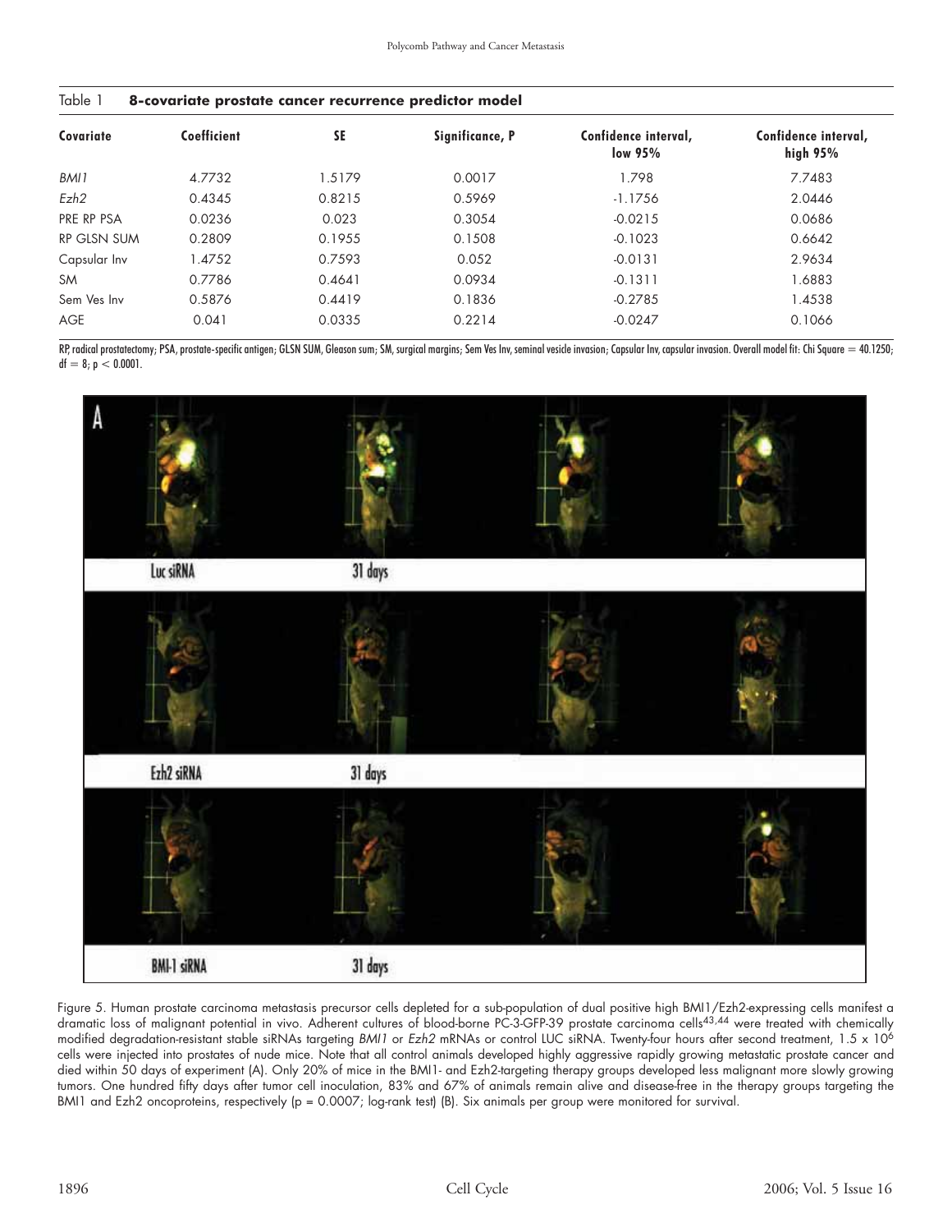Table 1 **8-covariate prostate cancer recurrence predictor model**

| Covariate | Coefficient | SE | Significance, P | Confidence interval, low 95% | Confidence interval, high 95% |
|---|---|---|---|---|---|
| *BMI1* | 4.7732 | 1.5179 | 0.0017 | 1.798 | 7.7483 |
| *Ezh2* | 0.4345 | 0.8215 | 0.5969 | -1.1756 | 2.0446 |
| PRE RP PSA | 0.0236 | 0.023 | 0.3054 | -0.0215 | 0.0686 |
| RP GLSN SUM | 0.2809 | 0.1955 | 0.1508 | -0.1023 | 0.6642 |
| Capsular Inv | 1.4752 | 0.7593 | 0.052 | -0.0131 | 2.9634 |
| SM | 0.7786 | 0.4641 | 0.0934 | -0.1311 | 1.6883 |
| Sem Ves Inv | 0.5876 | 0.4419 | 0.1836 | -0.2785 | 1.4538 |
| AGE | 0.041 | 0.0335 | 0.2214 | -0.0247 | 0.1066 |

RP, radical prostatectomy; PSA, prostate-specific antigen; GLSN SUM, Gleason sum; SM, surgical margins; Sem Ves Inv, seminal vesicle invasion; Capsular Inv, capsular invasion. Overall model fit: Chi Square = 40.1250; df = 8; $p < 0.0001$.

Figure 5. Human prostate carcinoma metastasis precursor cells depleted for a sub-population of dual positive high BMI1/Ezh2-expressing cells manifest a dramatic loss of malignant potential in vivo. Adherent cultures of blood-borne PC-3-GFP-39 prostate carcinoma cells[43,44] were treated with chemically modified degradation-resistant stable siRNAs targeting *BMI1* or *Ezh2* mRNAs or control LUC siRNA. Twenty-four hours after second treatment, $1.5 \times 10^6$ cells were injected into prostates of nude mice. Note that all control animals developed highly aggressive rapidly growing metastatic prostate cancer and died within 50 days of experiment (A). Only 20% of mice in the BMI1- and Ezh2-targeting therapy groups developed less malignant more slowly growing tumors. One hundred fifty days after tumor cell inoculation, 83% and 67% of animals remain alive and disease-free in the therapy groups targeting the BMI1 and Ezh2 oncoproteins, respectively ($p = 0.0007$; log-rank test) (B). Six animals per group were monitored for survival.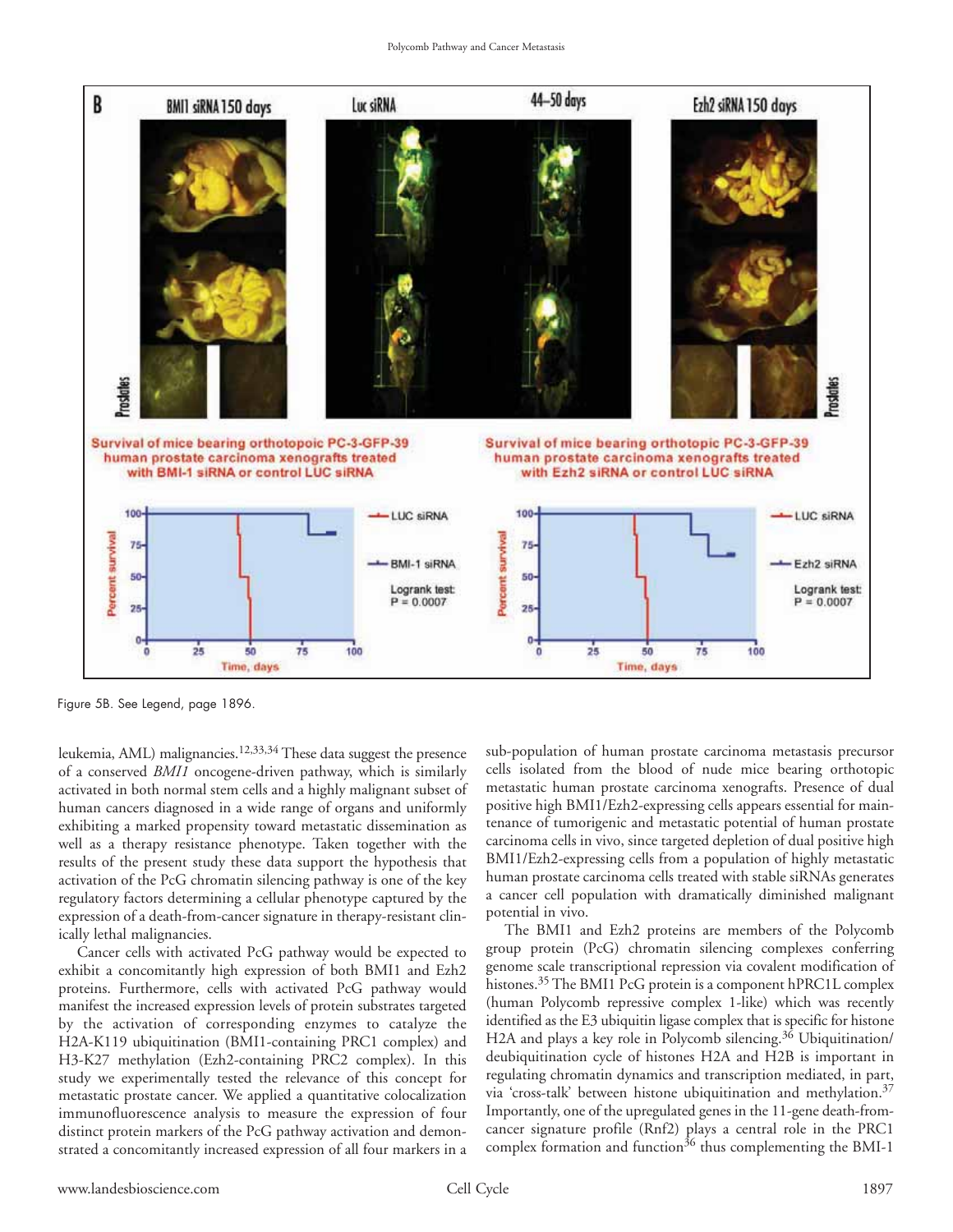Figure 5B. See Legend, page 1896.

leukemia, AML) malignancies.[12,33,34] These data suggest the presence of a conserved *BMI1* oncogene-driven pathway, which is similarly activated in both normal stem cells and a highly malignant subset of human cancers diagnosed in a wide range of organs and uniformly exhibiting a marked propensity toward metastatic dissemination as well as a therapy resistance phenotype. Taken together with the results of the present study these data support the hypothesis that activation of the PcG chromatin silencing pathway is one of the key regulatory factors determining a cellular phenotype captured by the expression of a death-from-cancer signature in therapy-resistant clinically lethal malignancies.

Cancer cells with activated PcG pathway would be expected to exhibit a concomitantly high expression of both BMI1 and Ezh2 proteins. Furthermore, cells with activated PcG pathway would manifest the increased expression levels of protein substrates targeted by the activation of corresponding enzymes to catalyze the H2A-K119 ubiquitination (BMI1-containing PRC1 complex) and H3-K27 methylation (Ezh2-containing PRC2 complex). In this study we experimentally tested the relevance of this concept for metastatic prostate cancer. We applied a quantitative colocalization immunofluorescence analysis to measure the expression of four distinct protein markers of the PcG pathway activation and demonstrated a concomitantly increased expression of all four markers in a sub-population of human prostate carcinoma metastasis precursor cells isolated from the blood of nude mice bearing orthotopic metastatic human prostate carcinoma xenografts. Presence of dual positive high BMI1/Ezh2-expressing cells appears essential for maintenance of tumorigenic and metastatic potential of human prostate carcinoma cells in vivo, since targeted depletion of dual positive high BMI1/Ezh2-expressing cells from a population of highly metastatic human prostate carcinoma cells treated with stable siRNAs generates a cancer cell population with dramatically diminished malignant potential in vivo.

The BMI1 and Ezh2 proteins are members of the Polycomb group protein (PcG) chromatin silencing complexes conferring genome scale transcriptional repression via covalent modification of histones.[35] The BMI1 PcG protein is a component hPRC1L complex (human Polycomb repressive complex 1-like) which was recently identified as the E3 ubiquitin ligase complex that is specific for histone H2A and plays a key role in Polycomb silencing.[36] Ubiquitination/deubiquitination cycle of histones H2A and H2B is important in regulating chromatin dynamics and transcription mediated, in part, via 'cross-talk' between histone ubiquitination and methylation.[37] Importantly, one of the upregulated genes in the 11-gene death-from-cancer signature profile (Rnf2) plays a central role in the PRC1 complex formation and function[36] thus complementing the BMI-1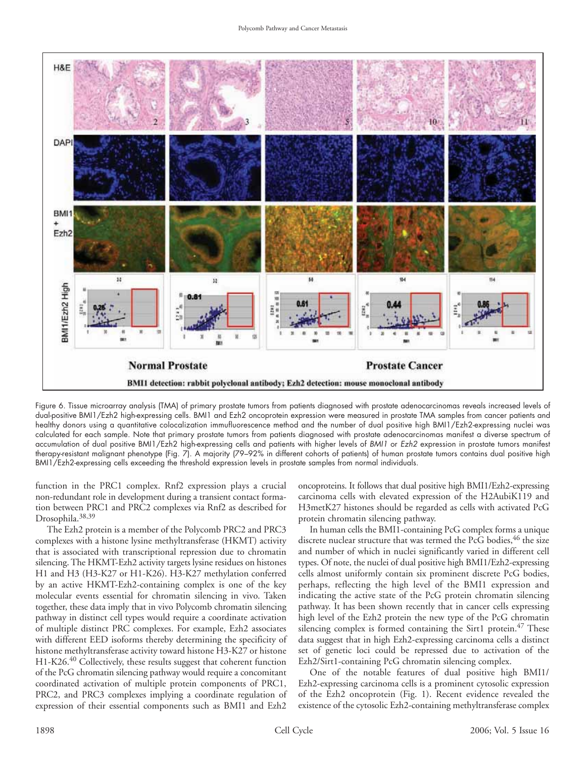Figure 6. Tissue microarray analysis (TMA) of primary prostate tumors from patients diagnosed with prostate adenocarcinomas reveals increased levels of dual-positive BMI1/Ezh2 high-expressing cells. BMI1 and Ezh2 oncoprotein expression were measured in prostate TMA samples from cancer patients and healthy donors using a quantitative colocalization immufluorescence method and the number of dual positive high BMI1/Ezh2-expressing nuclei was calculated for each sample. Note that primary prostate tumors from patients diagnosed with prostate adenocarcinomas manifest a diverse spectrum of accumulation of dual positive BMI1/Ezh2 high-expressing cells and patients with higher levels of *BMI1* or *Ezh2* expression in prostate tumors manifest therapy-resistant malignant phenotype (Fig. 7). A majority (79–92% in different cohorts of patients) of human prostate tumors contains dual positive high BMI1/Ezh2-expressing cells exceeding the threshold expression levels in prostate samples from normal individuals.

function in the PRC1 complex. Rnf2 expression plays a crucial non-redundant role in development during a transient contact formation between PRC1 and PRC2 complexes via Rnf2 as described for Drosophila.[38,39]

The Ezh2 protein is a member of the Polycomb PRC2 and PRC3 complexes with a histone lysine methyltransferase (HKMT) activity that is associated with transcriptional repression due to chromatin silencing. The HKMT-Ezh2 activity targets lysine residues on histones H1 and H3 (H3-K27 or H1-K26). H3-K27 methylation conferred by an active HKMT-Ezh2-containing complex is one of the key molecular events essential for chromatin silencing in vivo. Taken together, these data imply that in vivo Polycomb chromatin silencing pathway in distinct cell types would require a coordinate activation of multiple distinct PRC complexes. For example, Ezh2 associates with different EED isoforms thereby determining the specificity of histone methyltransferase activity toward histone H3-K27 or histone H1-K26.[40] Collectively, these results suggest that coherent function of the PcG chromatin silencing pathway would require a concomitant coordinated activation of multiple protein components of PRC1, PRC2, and PRC3 complexes implying a coordinate regulation of expression of their essential components such as BMI1 and Ezh2 oncoproteins. It follows that dual positive high BMI1/Ezh2-expressing carcinoma cells with elevated expression of the H2AubiK119 and H3metK27 histones should be regarded as cells with activated PcG protein chromatin silencing pathway.

In human cells the BMI1-containing PcG complex forms a unique discrete nuclear structure that was termed the PcG bodies,[46] the size and number of which in nuclei significantly varied in different cell types. Of note, the nuclei of dual positive high BMI1/Ezh2-expressing cells almost uniformly contain six prominent discrete PcG bodies, perhaps, reflecting the high level of the BMI1 expression and indicating the active state of the PcG protein chromatin silencing pathway. It has been shown recently that in cancer cells expressing high level of the Ezh2 protein the new type of the PcG chromatin silencing complex is formed containing the Sirt1 protein.[47] These data suggest that in high Ezh2-expressing carcinoma cells a distinct set of genetic loci could be repressed due to activation of the Ezh2/Sirt1-containing PcG chromatin silencing complex.

One of the notable features of dual positive high BMI1/Ezh2-expressing carcinoma cells is a prominent cytosolic expression of the Ezh2 oncoprotein (Fig. 1). Recent evidence revealed the existence of the cytosolic Ezh2-containing methyltransferase complex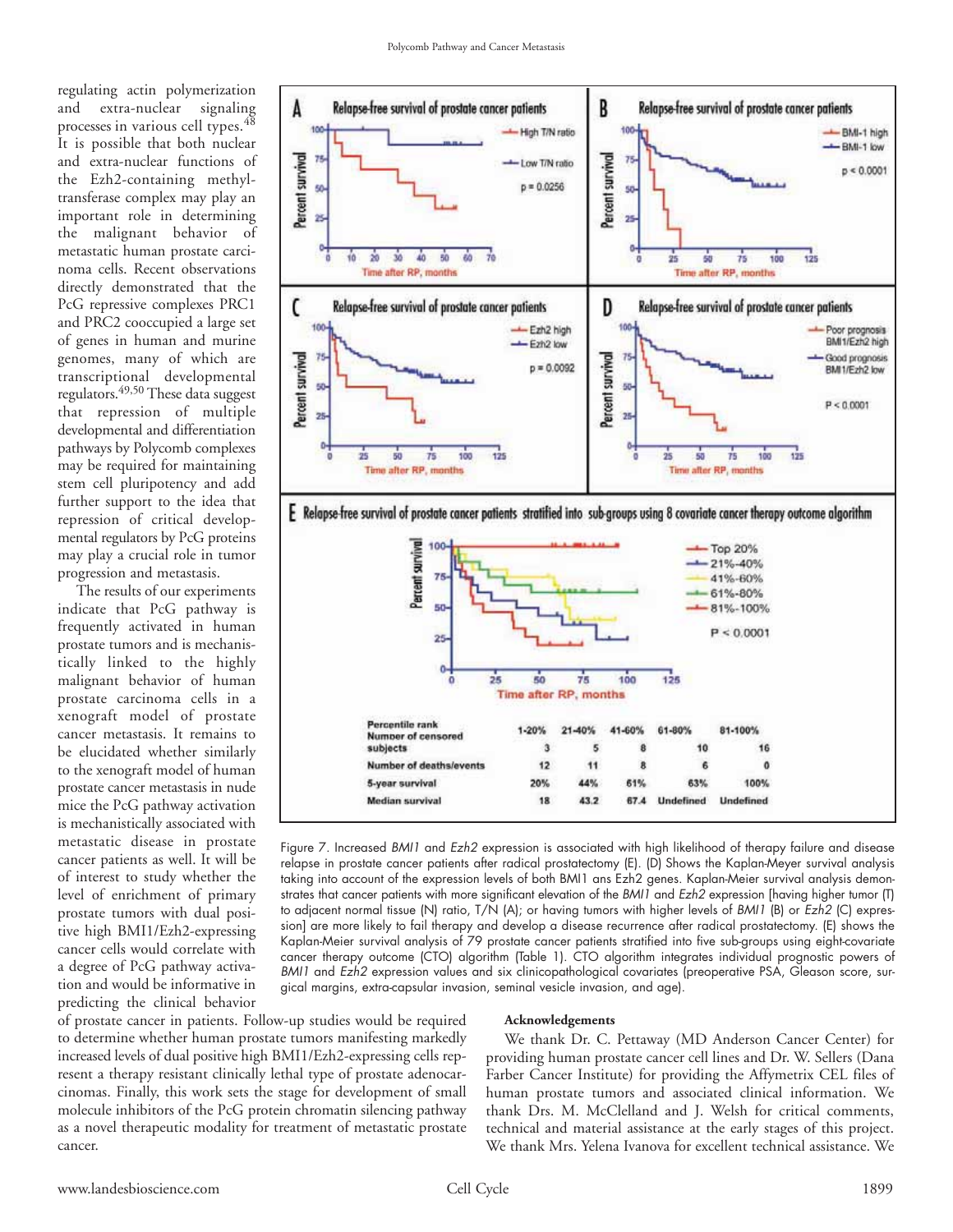regulating actin polymerization and extra-nuclear signaling processes in various cell types.[48] It is possible that both nuclear and extra-nuclear functions of the Ezh2-containing methyltransferase complex may play an important role in determining the malignant behavior of metastatic human prostate carcinoma cells. Recent observations directly demonstrated that the PcG repressive complexes PRC1 and PRC2 cooccupied a large set of genes in human and murine genomes, many of which are transcriptional developmental regulators.[49,50] These data suggest that repression of multiple developmental and differentiation pathways by Polycomb complexes may be required for maintaining stem cell pluripotency and add further support to the idea that repression of critical developmental regulators by PcG proteins may play a crucial role in tumor progression and metastasis.

The results of our experiments indicate that PcG pathway is frequently activated in human prostate tumors and is mechanistically linked to the highly malignant behavior of human prostate carcinoma cells in a xenograft model of prostate cancer metastasis. It remains to be elucidated whether similarly to the xenograft model of human prostate cancer metastasis in nude mice the PcG pathway activation is mechanistically associated with metastatic disease in prostate cancer patients as well. It will be of interest to study whether the level of enrichment of primary prostate tumors with dual positive high BMI1/Ezh2-expressing cancer cells would correlate with a degree of PcG pathway activation and would be informative in predicting the clinical behavior of prostate cancer in patients. Follow-up studies would be required to determine whether human prostate tumors manifesting markedly increased levels of dual positive high BMI1/Ezh2-expressing cells represent a therapy resistant clinically lethal type of prostate adenocarcinomas. Finally, this work sets the stage for development of small molecule inhibitors of the PcG protein chromatin silencing pathway as a novel therapeutic modality for treatment of metastatic prostate cancer.

| Percentile rank | 1-20% | 21-40% | 41-60% | 61-80% | 81-100% |
|---|---|---|---|---|---|
| Number of censored subjects | 3 | 5 | 8 | 10 | 16 |
| Number of deaths/events | 12 | 11 | 8 | 6 | 0 |
| 5-year survival | 20% | 44% | 61% | 63% | 100% |
| Median survival | 18 | 43.2 | 67.4 | Undefined | Undefined |

Figure 7. Increased *BMI1* and *Ezh2* expression is associated with high likelihood of therapy failure and disease relapse in prostate cancer patients after radical prostatectomy (E). (D) Shows the Kaplan-Meyer survival analysis taking into account of the expression levels of both BMI1 ans Ezh2 genes. Kaplan-Meier survival analysis demonstrates that cancer patients with more significant elevation of the *BMI1* and *Ezh2* expression [having higher tumor (T) to adjacent normal tissue (N) ratio, T/N (A); or having tumors with higher levels of *BMI1* (B) or *Ezh2* (C) expression] are more likely to fail therapy and develop a disease recurrence after radical prostatectomy. (E) shows the Kaplan-Meier survival analysis of 79 prostate cancer patients stratified into five sub-groups using eight-covariate cancer therapy outcome (CTO) algorithm (Table 1). CTO algorithm integrates individual prognostic powers of *BMI1* and *Ezh2* expression values and six clinicopathological covariates (preoperative PSA, Gleason score, surgical margins, extra-capsular invasion, seminal vesicle invasion, and age).

#### Acknowledgements

We thank Dr. C. Pettaway (MD Anderson Cancer Center) for providing human prostate cancer cell lines and Dr. W. Sellers (Dana Farber Cancer Institute) for providing the Affymetrix CEL files of human prostate tumors and associated clinical information. We thank Drs. M. McClelland and J. Welsh for critical comments, technical and material assistance at the early stages of this project. We thank Mrs. Yelena Ivanova for excellent technical assistance. We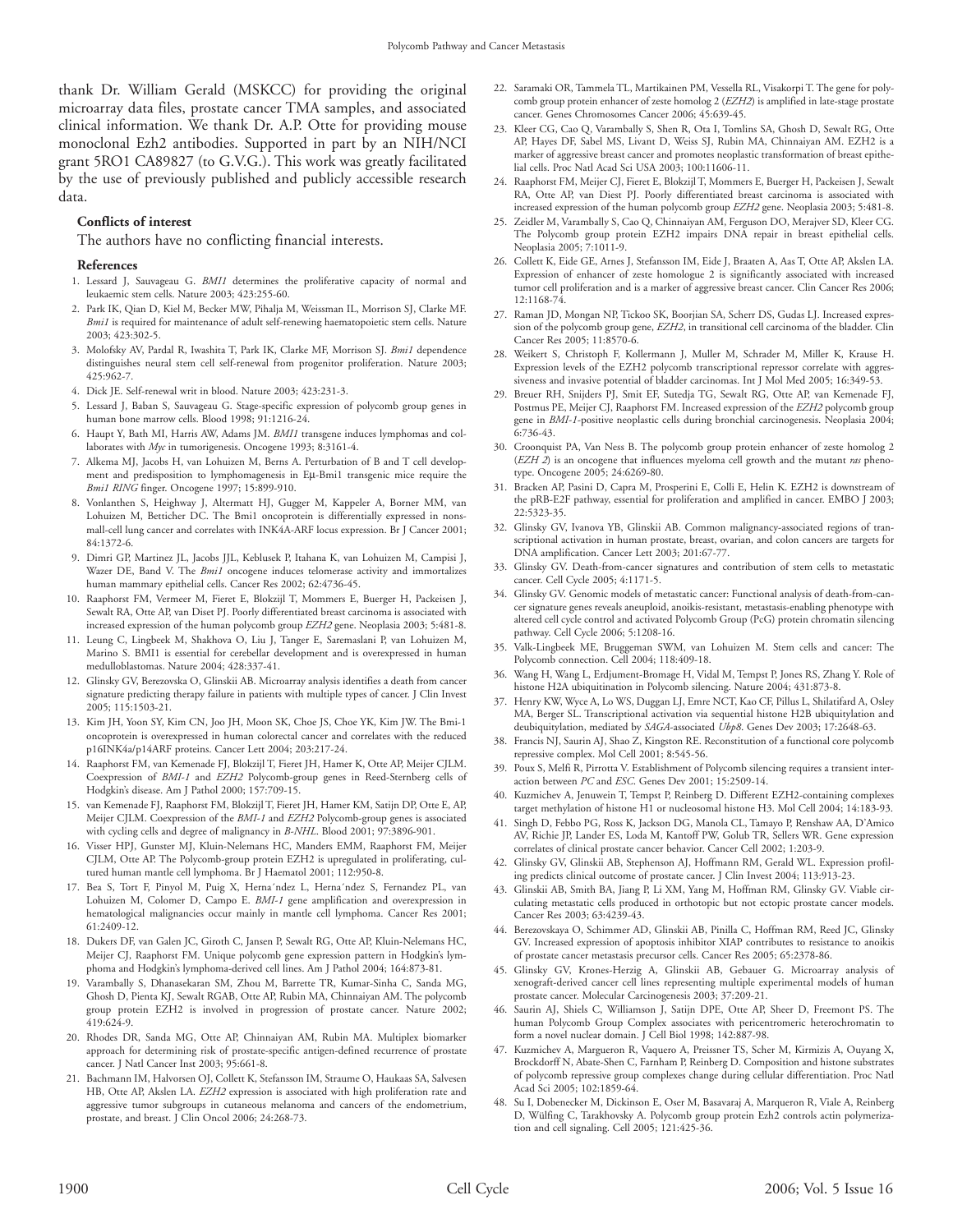thank Dr. William Gerald (MSKCC) for providing the original microarray data files, prostate cancer TMA samples, and associated clinical information. We thank Dr. A.P. Otte for providing mouse monoclonal Ezh2 antibodies. Supported in part by an NIH/NCI grant 5RO1 CA89827 (to G.V.G.). This work was greatly facilitated by the use of previously published and publicly accessible research data.

#### Conflicts of interest

The authors have no conflicting financial interests.

#### References

1. Lessard J, Sauvageau G. *BMI1* determines the proliferative capacity of normal and leukaemic stem cells. Nature 2003; 423:255-60.
2. Park IK, Qian D, Kiel M, Becker MW, Pihalja M, Weissman IL, Morrison SJ, Clarke MF. *Bmi1* is required for maintenance of adult self-renewing haematopoietic stem cells. Nature 2003; 423:302-5.
3. Molofsky AV, Pardal R, Iwashita T, Park IK, Clarke MF, Morrison SJ. *Bmi1* dependence distinguishes neural stem cell self-renewal from progenitor proliferation. Nature 2003; 425:962-7.
4. Dick JE. Self-renewal writ in blood. Nature 2003; 423:231-3.
5. Lessard J, Baban S, Sauvageau G. Stage-specific expression of polycomb group genes in human bone marrow cells. Blood 1998; 91:1216-24.
6. Haupt Y, Bath MI, Harris AW, Adams JM. *BMI1* transgene induces lymphomas and collaborates with *Myc* in tumorigenesis. Oncogene 1993; 8:3161-4.
7. Alkema MJ, Jacobs H, van Lohuizen M, Berns A. Perturbation of B and T cell development and predisposition to lymphomagenesis in Eμ-Bmi1 transgenic mice require the *Bmi1 RING* finger. Oncogene 1997; 15:899-910.
8. Vonlanthen S, Heighway J, Altermatt HJ, Gugger M, Kappeler A, Borner MM, van Lohuizen M, Betticher DC. The Bmi1 oncoprotein is differentially expressed in nonsmall-cell lung cancer and correlates with INK4A-ARF locus expression. Br J Cancer 2001; 84:1372-6.
9. Dimri GP, Martinez JL, Jacobs JJL, Keblusek P, Itahana K, van Lohuizen M, Campisi J, Wazer DE, Band V. The *Bmi1* oncogene induces telomerase activity and immortalizes human mammary epithelial cells. Cancer Res 2002; 62:4736-45.
10. Raaphorst FM, Vermeer M, Fieret E, Blokzijl T, Mommers E, Buerger H, Packeisen J, Sewalt RA, Otte AP, van Diset PJ. Poorly differentiated breast carcinoma is associated with increased expression of the human polycomb group *EZH2* gene. Neoplasia 2003; 5:481-8.
11. Leung C, Lingbeek M, Shakhova O, Liu J, Tanger E, Saremaslani P, van Lohuizen M, Marino S. BMI1 is essential for cerebellar development and is overexpressed in human medulloblastomas. Nature 2004; 428:337-41.
12. Glinsky GV, Berezovska O, Glinskii AB. Microarray analysis identifies a death from cancer signature predicting therapy failure in patients with multiple types of cancer. J Clin Invest 2005; 115:1503-21.
13. Kim JH, Yoon SY, Kim CN, Joo JH, Moon SK, Choe JS, Choe YK, Kim JW. The Bmi-1 oncoprotein is overexpressed in human colorectal cancer and correlates with the reduced p16INK4a/p14ARF proteins. Cancer Lett 2004; 203:217-24.
14. Raaphorst FM, van Kemenade FJ, Blokzijl T, Fieret JH, Hamer K, Otte AP, Meijer CJLM. Coexpression of *BMI-1* and *EZH2* Polycomb-group genes in Reed-Sternberg cells of Hodgkin's disease. Am J Pathol 2000; 157:709-15.
15. van Kemenade FJ, Raaphorst FM, Blokzijl T, Fieret JH, Hamer KM, Satijn DP, Otte E, AP, Meijer CJLM. Coexpression of the *BMI-1* and *EZH2* Polycomb-group genes is associated with cycling cells and degree of malignancy in *B-NHL*. Blood 2001; 97:3896-901.
16. Visser HPJ, Gunster MJ, Kluin-Nelemans HC, Manders EMM, Raaphorst FM, Meijer CJLM, Otte AP. The Polycomb-group protein EZH2 is upregulated in proliferating, cultured human mantle cell lymphoma. Br J Haematol 2001; 112:950-8.
17. Bea S, Tort F, Pinyol M, Puig X, Herna´ndez L, Herna´ndez S, Fernandez PL, van Lohuizen M, Colomer D, Campo E. *BMI-1* gene amplification and overexpression in hematological malignancies occur mainly in mantle cell lymphoma. Cancer Res 2001; 61:2409-12.
18. Dukers DF, van Galen JC, Giroth C, Jansen P, Sewalt RG, Otte AP, Kluin-Nelemans HC, Meijer CJ, Raaphorst FM. Unique polycomb gene expression pattern in Hodgkin's lymphoma and Hodgkin's lymphoma-derived cell lines. Am J Pathol 2004; 164:873-81.
19. Varambally S, Dhanasekaran SM, Zhou M, Barrette TR, Kumar-Sinha C, Sanda MG, Ghosh D, Pienta KJ, Sewalt RGAB, Otte AP, Rubin MA, Chinnaiyan AM. The polycomb group protein EZH2 is involved in progression of prostate cancer. Nature 2002; 419:624-9.
20. Rhodes DR, Sanda MG, Otte AP, Chinnaiyan AM, Rubin MA. Multiplex biomarker approach for determining risk of prostate-specific antigen-defined recurrence of prostate cancer. J Natl Cancer Inst 2003; 95:661-8.
21. Bachmann IM, Halvorsen OJ, Collett K, Stefansson IM, Straume O, Haukaas SA, Salvesen HB, Otte AP, Akslen LA. *EZH2* expression is associated with high proliferation rate and aggressive tumor subgroups in cutaneous melanoma and cancers of the endometrium, prostate, and breast. J Clin Oncol 2006; 24:268-73.
22. Saramaki OR, Tammela TL, Martikainen PM, Vessella RL, Visakorpi T. The gene for polycomb group protein enhancer of zeste homolog 2 (*EZH2*) is amplified in late-stage prostate cancer. Genes Chromosomes Cancer 2006; 45:639-45.
23. Kleer CG, Cao Q, Varambally S, Shen R, Ota I, Tomlins SA, Ghosh D, Sewalt RG, Otte AP, Hayes DF, Sabel MS, Livant D, Weiss SJ, Rubin MA, Chinnaiyan AM. EZH2 is a marker of aggressive breast cancer and promotes neoplastic transformation of breast epithelial cells. Proc Natl Acad Sci USA 2003; 100:11606-11.
24. Raaphorst FM, Meijer CJ, Fieret E, Blokzijl T, Mommers E, Buerger H, Packeisen J, Sewalt RA, Otte AP, van Diest PJ. Poorly differentiated breast carcinoma is associated with increased expression of the human polycomb group *EZH2* gene. Neoplasia 2003; 5:481-8.
25. Zeidler M, Varambally S, Cao Q, Chinnaiyan AM, Ferguson DO, Merajver SD, Kleer CG. The Polycomb group protein EZH2 impairs DNA repair in breast epithelial cells. Neoplasia 2005; 7:1011-9.
26. Collett K, Eide GE, Arnes J, Stefansson IM, Eide J, Braaten A, Aas T, Otte AP, Akslen LA. Expression of enhancer of zeste homologue 2 is significantly associated with increased tumor cell proliferation and is a marker of aggressive breast cancer. Clin Cancer Res 2006; 12:1168-74.
27. Raman JD, Mongan NP, Tickoo SK, Boorjian SA, Scherr DS, Gudas LJ. Increased expression of the polycomb group gene, *EZH2*, in transitional cell carcinoma of the bladder. Clin Cancer Res 2005; 11:8570-6.
28. Weikert S, Christoph F, Kollermann J, Muller M, Schrader M, Miller K, Krause H. Expression levels of the EZH2 polycomb transcriptional repressor correlate with aggressiveness and invasive potential of bladder carcinomas. Int J Mol Med 2005; 16:349-53.
29. Breuer RH, Snijders PJ, Smit EF, Sutedja TG, Sewalt RG, Otte AP, van Kemenade FJ, Postmus PE, Meijer CJ, Raaphorst FM. Increased expression of the *EZH2* polycomb group gene in *BMI-1*-positive neoplastic cells during bronchial carcinogenesis. Neoplasia 2004; 6:736-43.
30. Croonquist PA, Van Ness B. The polycomb group protein enhancer of zeste homolog 2 (*EZH 2*) is an oncogene that influences myeloma cell growth and the mutant *ras* phenotype. Oncogene 2005; 24:6269-80.
31. Bracken AP, Pasini D, Capra M, Prosperini E, Colli E, Helin K. EZH2 is downstream of the pRB-E2F pathway, essential for proliferation and amplified in cancer. EMBO J 2003; 22:5323-35.
32. Glinsky GV, Ivanova YB, Glinskii AB. Common malignancy-associated regions of transcriptional activation in human prostate, breast, ovarian, and colon cancers are targets for DNA amplification. Cancer Lett 2003; 201:67-77.
33. Glinsky GV. Death-from-cancer signatures and contribution of stem cells to metastatic cancer. Cell Cycle 2005; 4:1171-5.
34. Glinsky GV. Genomic models of metastatic cancer: Functional analysis of death-from-cancer signature genes reveals aneuploid, anoikis-resistant, metastasis-enabling phenotype with altered cell cycle control and activated Polycomb Group (PcG) protein chromatin silencing pathway. Cell Cycle 2006; 5:1208-16.
35. Valk-Lingbeek ME, Bruggeman SWM, van Lohuizen M. Stem cells and cancer: The Polycomb connection. Cell 2004; 118:409-18.
36. Wang H, Wang L, Erdjument-Bromage H, Vidal M, Tempst P, Jones RS, Zhang Y. Role of histone H2A ubiquitination in Polycomb silencing. Nature 2004; 431:873-8.
37. Henry KW, Wyce A, Lo WS, Duggan LJ, Emre NCT, Kao CF, Pillus L, Shilatifard A, Osley MA, Berger SL. Transcriptional activation via sequential histone H2B ubiquitylation and deubiquitylation, mediated by *SAGA*-associated *Ubp8*. Genes Dev 2003; 17:2648-63.
38. Francis NJ, Saurin AJ, Shao Z, Kingston RE. Reconstitution of a functional core polycomb repressive complex. Mol Cell 2001; 8:545-56.
39. Poux S, Melfi R, Pirrotta V. Establishment of Polycomb silencing requires a transient interaction between *PC* and *ESC*. Genes Dev 2001; 15:2509-14.
40. Kuzmichev A, Jenuwein T, Tempst P, Reinberg D. Different EZH2-containing complexes target methylation of histone H1 or nucleosomal histone H3. Mol Cell 2004; 14:183-93.
41. Singh D, Febbo PG, Ross K, Jackson DG, Manola CL, Tamayo P, Renshaw AA, D'Amico AV, Richie JP, Lander ES, Loda M, Kantoff PW, Golub TR, Sellers WR. Gene expression correlates of clinical prostate cancer behavior. Cancer Cell 2002; 1:203-9.
42. Glinsky GV, Glinskii AB, Stephenson AJ, Hoffmann RM, Gerald WL. Expression profiling predicts clinical outcome of prostate cancer. J Clin Invest 2004; 113:913-23.
43. Glinskii AB, Smith BA, Jiang P, Li XM, Yang M, Hoffman RM, Glinsky GV. Viable circulating metastatic cells produced in orthotopic but not ectopic prostate cancer models. Cancer Res 2003; 63:4239-43.
44. Berezovskaya O, Schimmer AD, Glinskii AB, Pinilla C, Hoffman RM, Reed JC, Glinsky GV. Increased expression of apoptosis inhibitor XIAP contributes to resistance to anoikis of prostate cancer metastasis precursor cells. Cancer Res 2005; 65:2378-86.
45. Glinsky GV, Krones-Herzig A, Glinskii AB, Gebauer G. Microarray analysis of xenograft-derived cancer cell lines representing multiple experimental models of human prostate cancer. Molecular Carcinogenesis 2003; 37:209-21.
46. Saurin AJ, Shiels C, Williamson J, Satijn DPE, Otte AP, Sheer D, Freemont PS. The human Polycomb Group Complex associates with pericentromeric heterochromatin to form a novel nuclear domain. J Cell Biol 1998; 142:887-98.
47. Kuzmichev A, Margueron R, Vaquero A, Preissner TS, Scher M, Kirmizis A, Ouyang X, Brockdorff N, Abate-Shen C, Farnham P, Reinberg D. Composition and histone substrates of polycomb repressive group complexes change during cellular differentiation. Proc Natl Acad Sci 2005; 102:1859-64.
48. Su I, Dobenecker M, Dickinson E, Oser M, Basavaraj A, Marqueron R, Viale A, Reinberg D, Wülfing C, Tarakhovsky A. Polycomb group protein Ezh2 controls actin polymerization and cell signaling. Cell 2005; 121:425-36.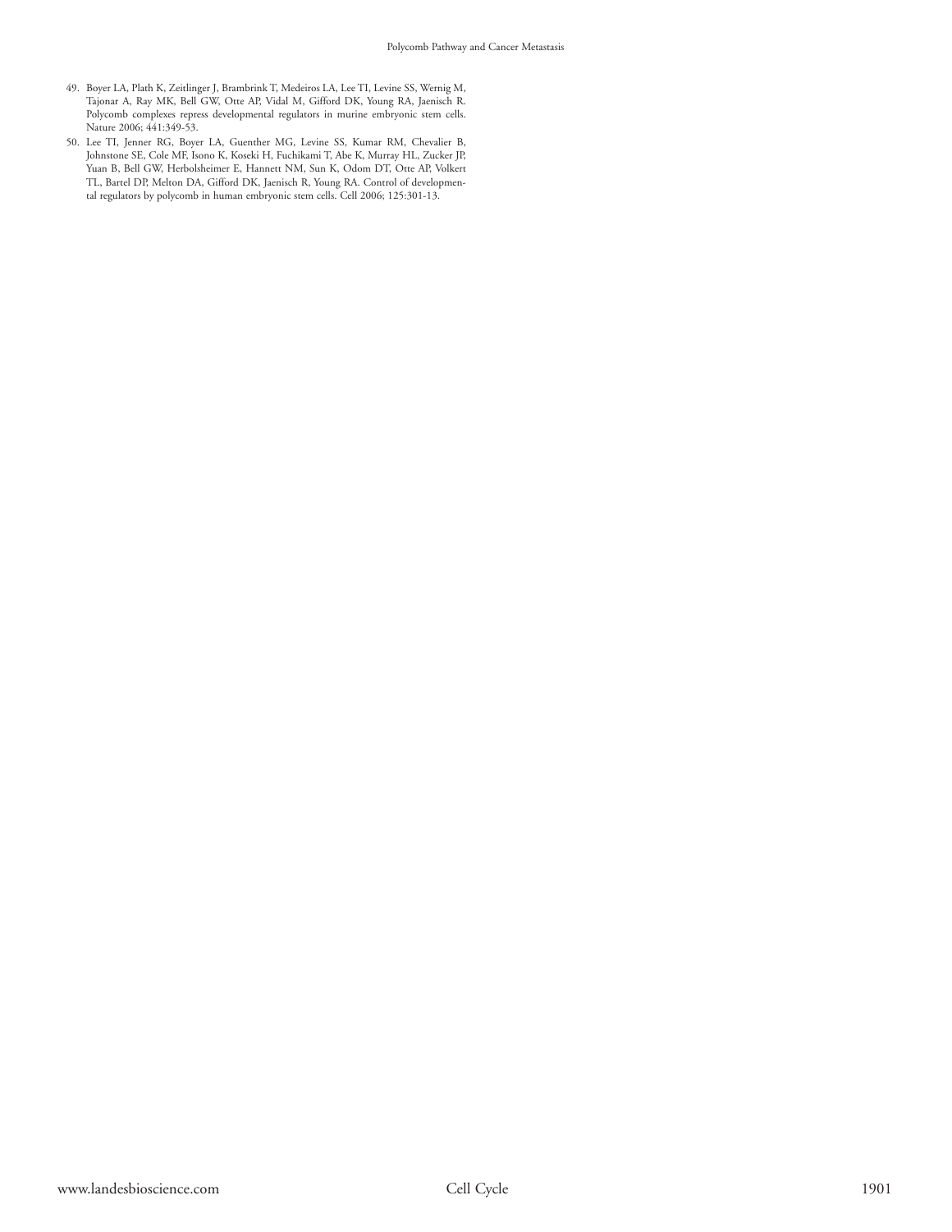49. Boyer LA, Plath K, Zeitlinger J, Brambrink T, Medeiros LA, Lee TI, Levine SS, Wernig M, Tajonar A, Ray MK, Bell GW, Otte AP, Vidal M, Gifford DK, Young RA, Jaenisch R. Polycomb complexes repress developmental regulators in murine embryonic stem cells. Nature 2006; 441:349-53.

50. Lee TI, Jenner RG, Boyer LA, Guenther MG, Levine SS, Kumar RM, Chevalier B, Johnstone SE, Cole MF, Isono K, Koseki H, Fuchikami T, Abe K, Murray HL, Zucker JP, Yuan B, Bell GW, Herbolsheimer E, Hannett NM, Sun K, Odom DT, Otte AP, Volkert TL, Bartel DP, Melton DA, Gifford DK, Jaenisch R, Young RA. Control of developmental regulators by polycomb in human embryonic stem cells. Cell 2006; 125:301-13.